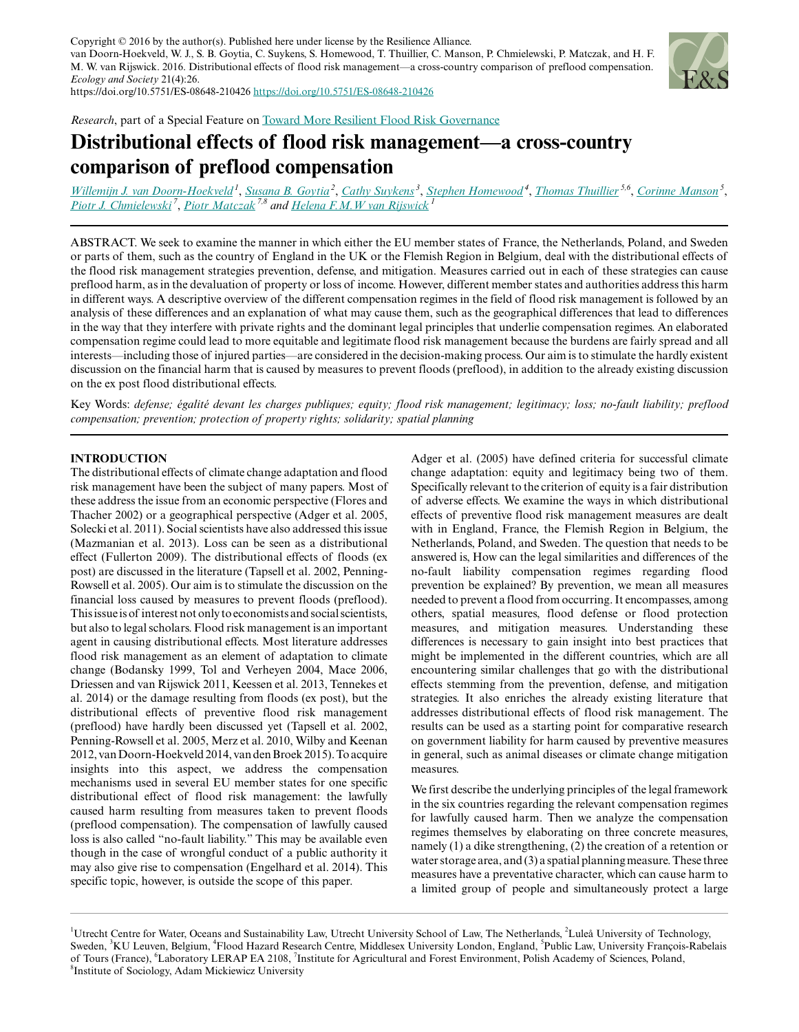Copyright © 2016 by the author(s). Published here under license by the Resilience Alliance.
van Doorn-Hoekveld, W. J., S. B. Goytia, C. Suykens, S. Homewood, T. Thuillier, C. Manson, P. Chmielewski, P. Matczak, and H. F. M. W. van Rijswick. 2016. Distributional effects of flood risk management—a cross-country comparison of preflood compensation. *Ecology and Society* 21(4):26.
https://doi.org/10.5751/ES-08648-210426 https://doi.org/10.5751/ES-08648-210426

*Research*, part of a Special Feature on Toward More Resilient Flood Risk Governance

# Distributional effects of flood risk management—a cross-country comparison of preflood compensation

*Willemijn J. van Doorn-Hoekveld*[1], *Susana B. Goytia*[2], *Cathy Suykens*[3], *Stephen Homewood*[4], *Thomas Thuillier*[5,6], *Corinne Manson*[5], *Piotr J. Chmielewski*[7], *Piotr Matczak*[7,8] and *Helena F.M.W van Rijswick*[1]

ABSTRACT. We seek to examine the manner in which either the EU member states of France, the Netherlands, Poland, and Sweden or parts of them, such as the country of England in the UK or the Flemish Region in Belgium, deal with the distributional effects of the flood risk management strategies prevention, defense, and mitigation. Measures carried out in each of these strategies can cause preflood harm, as in the devaluation of property or loss of income. However, different member states and authorities address this harm in different ways. A descriptive overview of the different compensation regimes in the field of flood risk management is followed by an analysis of these differences and an explanation of what may cause them, such as the geographical differences that lead to differences in the way that they interfere with private rights and the dominant legal principles that underlie compensation regimes. An elaborated compensation regime could lead to more equitable and legitimate flood risk management because the burdens are fairly spread and all interests—including those of injured parties—are considered in the decision-making process. Our aim is to stimulate the hardly existent discussion on the financial harm that is caused by measures to prevent floods (preflood), in addition to the already existing discussion on the ex post flood distributional effects.

Key Words: *defense; égalité devant les charges publiques; equity; flood risk management; legitimacy; loss; no-fault liability; preflood compensation; prevention; protection of property rights; solidarity; spatial planning*

## INTRODUCTION

The distributional effects of climate change adaptation and flood risk management have been the subject of many papers. Most of these address the issue from an economic perspective (Flores and Thacher 2002) or a geographical perspective (Adger et al. 2005, Solecki et al. 2011). Social scientists have also addressed this issue (Mazmanian et al. 2013). Loss can be seen as a distributional effect (Fullerton 2009). The distributional effects of floods (ex post) are discussed in the literature (Tapsell et al. 2002, Penning-Rowsell et al. 2005). Our aim is to stimulate the discussion on the financial loss caused by measures to prevent floods (preflood). This issue is of interest not only to economists and social scientists, but also to legal scholars. Flood risk management is an important agent in causing distributional effects. Most literature addresses flood risk management as an element of adaptation to climate change (Bodansky 1999, Tol and Verheyen 2004, Mace 2006, Driessen and van Rijswick 2011, Keessen et al. 2013, Tennekes et al. 2014) or the damage resulting from floods (ex post), but the distributional effects of preventive flood risk management (preflood) have hardly been discussed yet (Tapsell et al. 2002, Penning-Rowsell et al. 2005, Merz et al. 2010, Wilby and Keenan 2012, van Doorn-Hoekveld 2014, van den Broek 2015). To acquire insights into this aspect, we address the compensation mechanisms used in several EU member states for one specific distributional effect of flood risk management: the lawfully caused harm resulting from measures taken to prevent floods (preflood compensation). The compensation of lawfully caused loss is also called "no-fault liability." This may be available even though in the case of wrongful conduct of a public authority it may also give rise to compensation (Engelhard et al. 2014). This specific topic, however, is outside the scope of this paper.

Adger et al. (2005) have defined criteria for successful climate change adaptation: equity and legitimacy being two of them. Specifically relevant to the criterion of equity is a fair distribution of adverse effects. We examine the ways in which distributional effects of preventive flood risk management measures are dealt with in England, France, the Flemish Region in Belgium, the Netherlands, Poland, and Sweden. The question that needs to be answered is, How can the legal similarities and differences of the no-fault liability compensation regimes regarding flood prevention be explained? By prevention, we mean all measures needed to prevent a flood from occurring. It encompasses, among others, spatial measures, flood defense or flood protection measures, and mitigation measures. Understanding these differences is necessary to gain insight into best practices that might be implemented in the different countries, which are all encountering similar challenges that go with the distributional effects stemming from the prevention, defense, and mitigation strategies. It also enriches the already existing literature that addresses distributional effects of flood risk management. The results can be used as a starting point for comparative research on government liability for harm caused by preventive measures in general, such as animal diseases or climate change mitigation measures.

We first describe the underlying principles of the legal framework in the six countries regarding the relevant compensation regimes for lawfully caused harm. Then we analyze the compensation regimes themselves by elaborating on three concrete measures, namely (1) a dike strengthening, (2) the creation of a retention or water storage area, and (3) a spatial planning measure. These three measures have a preventative character, which can cause harm to a limited group of people and simultaneously protect a large

[1]Utrecht Centre for Water, Oceans and Sustainability Law, Utrecht University School of Law, The Netherlands, [2]Luleå University of Technology, Sweden, [3]KU Leuven, Belgium, [4]Flood Hazard Research Centre, Middlesex University London, England, [5]Public Law, University François-Rabelais of Tours (France), [6]Laboratory LERAP EA 2108, [7]Institute for Agricultural and Forest Environment, Polish Academy of Sciences, Poland, [8]Institute of Sociology, Adam Mickiewicz University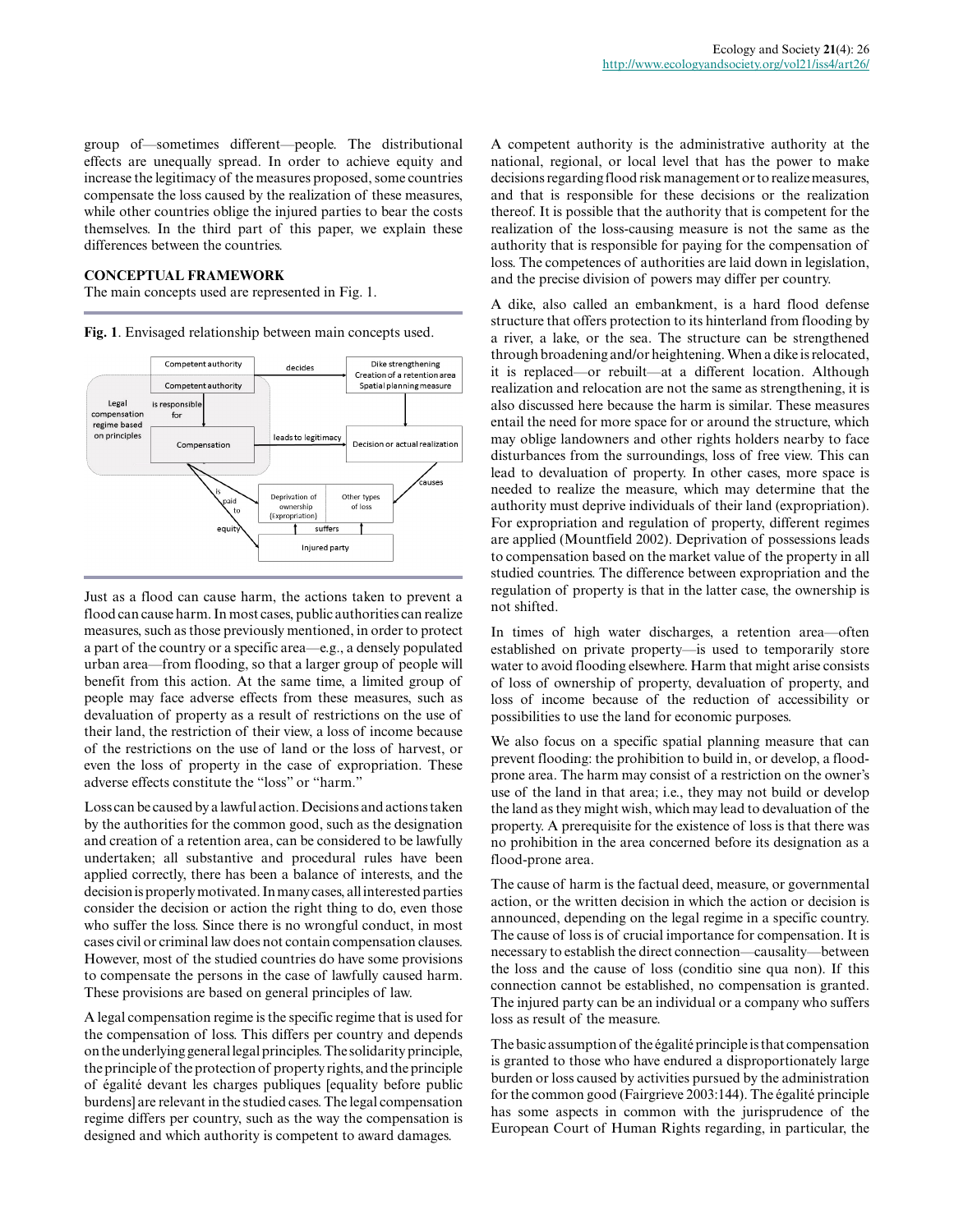group of—sometimes different—people. The distributional effects are unequally spread. In order to achieve equity and increase the legitimacy of the measures proposed, some countries compensate the loss caused by the realization of these measures, while other countries oblige the injured parties to bear the costs themselves. In the third part of this paper, we explain these differences between the countries.

## CONCEPTUAL FRAMEWORK

The main concepts used are represented in Fig. 1.

**Fig. 1**. Envisaged relationship between main concepts used.

Competent authority
decides
Dike strengthening
Creation of a retention area
Spatial planning measure
Competent authority
Legal compensation regime based on principles
is responsible for
Compensation
leads to legitimacy
Decision or actual realization
causes
is paid to
equity
Deprivation of ownership (Expropriation)
Other types of loss
suffers
Injured party

Just as a flood can cause harm, the actions taken to prevent a flood can cause harm. In most cases, public authorities can realize measures, such as those previously mentioned, in order to protect a part of the country or a specific area—e.g., a densely populated urban area—from flooding, so that a larger group of people will benefit from this action. At the same time, a limited group of people may face adverse effects from these measures, such as devaluation of property as a result of restrictions on the use of their land, the restriction of their view, a loss of income because of the restrictions on the use of land or the loss of harvest, or even the loss of property in the case of expropriation. These adverse effects constitute the "loss" or "harm."

Loss can be caused by a lawful action. Decisions and actions taken by the authorities for the common good, such as the designation and creation of a retention area, can be considered to be lawfully undertaken; all substantive and procedural rules have been applied correctly, there has been a balance of interests, and the decision is properly motivated. In many cases, all interested parties consider the decision or action the right thing to do, even those who suffer the loss. Since there is no wrongful conduct, in most cases civil or criminal law does not contain compensation clauses. However, most of the studied countries do have some provisions to compensate the persons in the case of lawfully caused harm. These provisions are based on general principles of law.

A legal compensation regime is the specific regime that is used for the compensation of loss. This differs per country and depends on the underlying general legal principles. The solidarity principle, the principle of the protection of property rights, and the principle of égalité devant les charges publiques [equality before public burdens] are relevant in the studied cases. The legal compensation regime differs per country, such as the way the compensation is designed and which authority is competent to award damages.

A competent authority is the administrative authority at the national, regional, or local level that has the power to make decisions regarding flood risk management or to realize measures, and that is responsible for these decisions or the realization thereof. It is possible that the authority that is competent for the realization of the loss-causing measure is not the same as the authority that is responsible for paying for the compensation of loss. The competences of authorities are laid down in legislation, and the precise division of powers may differ per country.

A dike, also called an embankment, is a hard flood defense structure that offers protection to its hinterland from flooding by a river, a lake, or the sea. The structure can be strengthened through broadening and/or heightening. When a dike is relocated, it is replaced—or rebuilt—at a different location. Although realization and relocation are not the same as strengthening, it is also discussed here because the harm is similar. These measures entail the need for more space for or around the structure, which may oblige landowners and other rights holders nearby to face disturbances from the surroundings, loss of free view. This can lead to devaluation of property. In other cases, more space is needed to realize the measure, which may determine that the authority must deprive individuals of their land (expropriation). For expropriation and regulation of property, different regimes are applied (Mountfield 2002). Deprivation of possessions leads to compensation based on the market value of the property in all studied countries. The difference between expropriation and the regulation of property is that in the latter case, the ownership is not shifted.

In times of high water discharges, a retention area—often established on private property—is used to temporarily store water to avoid flooding elsewhere. Harm that might arise consists of loss of ownership of property, devaluation of property, and loss of income because of the reduction of accessibility or possibilities to use the land for economic purposes.

We also focus on a specific spatial planning measure that can prevent flooding: the prohibition to build in, or develop, a flood-prone area. The harm may consist of a restriction on the owner's use of the land in that area; i.e., they may not build or develop the land as they might wish, which may lead to devaluation of the property. A prerequisite for the existence of loss is that there was no prohibition in the area concerned before its designation as a flood-prone area.

The cause of harm is the factual deed, measure, or governmental action, or the written decision in which the action or decision is announced, depending on the legal regime in a specific country. The cause of loss is of crucial importance for compensation. It is necessary to establish the direct connection—causality—between the loss and the cause of loss (conditio sine qua non). If this connection cannot be established, no compensation is granted. The injured party can be an individual or a company who suffers loss as result of the measure.

The basic assumption of the égalité principle is that compensation is granted to those who have endured a disproportionately large burden or loss caused by activities pursued by the administration for the common good (Fairgrieve 2003:144). The égalité principle has some aspects in common with the jurisprudence of the European Court of Human Rights regarding, in particular, the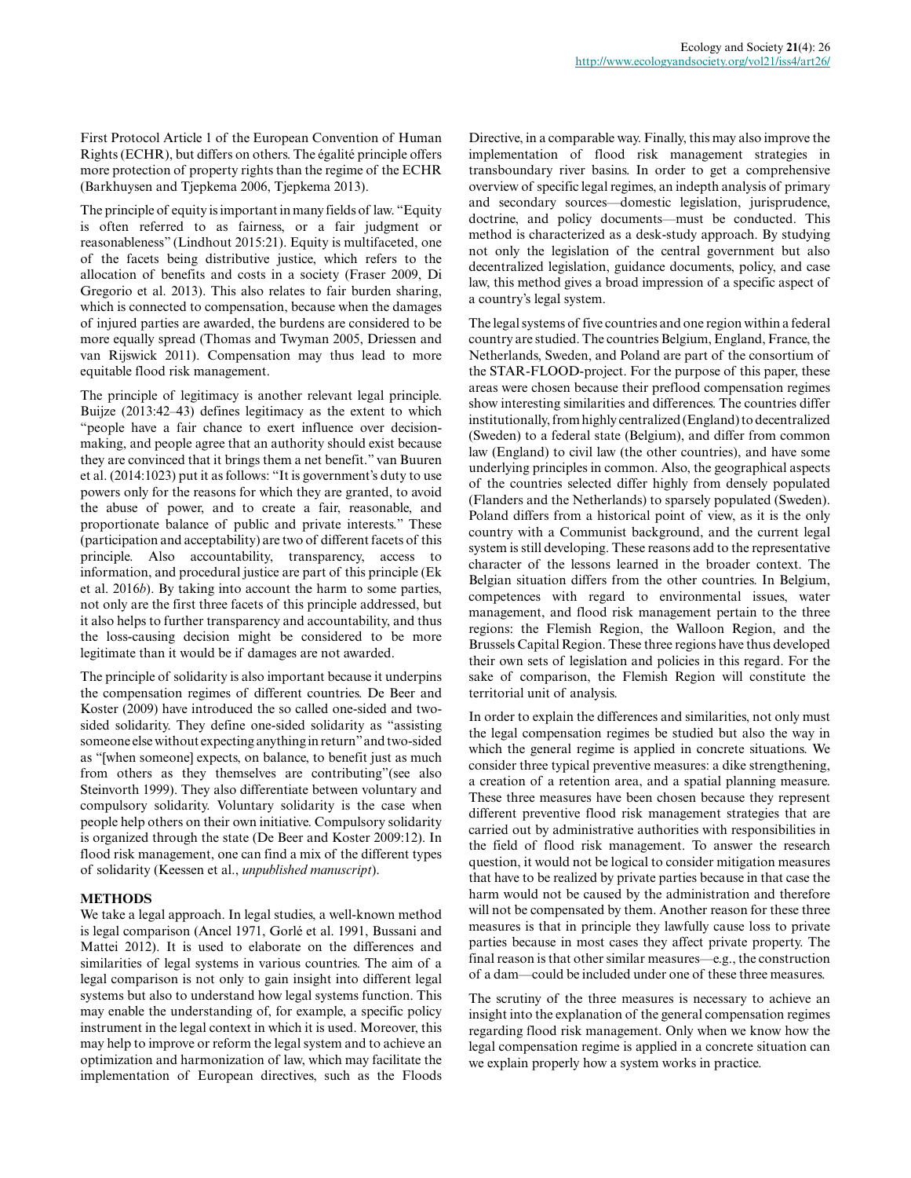First Protocol Article 1 of the European Convention of Human Rights (ECHR), but differs on others. The égalité principle offers more protection of property rights than the regime of the ECHR (Barkhuysen and Tjepkema 2006, Tjepkema 2013).

The principle of equity is important in many fields of law. "Equity is often referred to as fairness, or a fair judgment or reasonableness" (Lindhout 2015:21). Equity is multifaceted, one of the facets being distributive justice, which refers to the allocation of benefits and costs in a society (Fraser 2009, Di Gregorio et al. 2013). This also relates to fair burden sharing, which is connected to compensation, because when the damages of injured parties are awarded, the burdens are considered to be more equally spread (Thomas and Twyman 2005, Driessen and van Rijswick 2011). Compensation may thus lead to more equitable flood risk management.

The principle of legitimacy is another relevant legal principle. Buijze (2013:42–43) defines legitimacy as the extent to which "people have a fair chance to exert influence over decision-making, and people agree that an authority should exist because they are convinced that it brings them a net benefit." van Buuren et al. (2014:1023) put it as follows: "It is government's duty to use powers only for the reasons for which they are granted, to avoid the abuse of power, and to create a fair, reasonable, and proportionate balance of public and private interests." These (participation and acceptability) are two of different facets of this principle. Also accountability, transparency, access to information, and procedural justice are part of this principle (Ek et al. 2016*b*). By taking into account the harm to some parties, not only are the first three facets of this principle addressed, but it also helps to further transparency and accountability, and thus the loss-causing decision might be considered to be more legitimate than it would be if damages are not awarded.

The principle of solidarity is also important because it underpins the compensation regimes of different countries. De Beer and Koster (2009) have introduced the so called one-sided and two-sided solidarity. They define one-sided solidarity as "assisting someone else without expecting anything in return" and two-sided as "[when someone] expects, on balance, to benefit just as much from others as they themselves are contributing"(see also Steinvorth 1999). They also differentiate between voluntary and compulsory solidarity. Voluntary solidarity is the case when people help others on their own initiative. Compulsory solidarity is organized through the state (De Beer and Koster 2009:12). In flood risk management, one can find a mix of the different types of solidarity (Keessen et al., *unpublished manuscript*).

## METHODS

We take a legal approach. In legal studies, a well-known method is legal comparison (Ancel 1971, Gorlé et al. 1991, Bussani and Mattei 2012). It is used to elaborate on the differences and similarities of legal systems in various countries. The aim of a legal comparison is not only to gain insight into different legal systems but also to understand how legal systems function. This may enable the understanding of, for example, a specific policy instrument in the legal context in which it is used. Moreover, this may help to improve or reform the legal system and to achieve an optimization and harmonization of law, which may facilitate the implementation of European directives, such as the Floods Directive, in a comparable way. Finally, this may also improve the implementation of flood risk management strategies in transboundary river basins. In order to get a comprehensive overview of specific legal regimes, an indepth analysis of primary and secondary sources—domestic legislation, jurisprudence, doctrine, and policy documents—must be conducted. This method is characterized as a desk-study approach. By studying not only the legislation of the central government but also decentralized legislation, guidance documents, policy, and case law, this method gives a broad impression of a specific aspect of a country's legal system.

The legal systems of five countries and one region within a federal country are studied. The countries Belgium, England, France, the Netherlands, Sweden, and Poland are part of the consortium of the STAR-FLOOD-project. For the purpose of this paper, these areas were chosen because their preflood compensation regimes show interesting similarities and differences. The countries differ institutionally, from highly centralized (England) to decentralized (Sweden) to a federal state (Belgium), and differ from common law (England) to civil law (the other countries), and have some underlying principles in common. Also, the geographical aspects of the countries selected differ highly from densely populated (Flanders and the Netherlands) to sparsely populated (Sweden). Poland differs from a historical point of view, as it is the only country with a Communist background, and the current legal system is still developing. These reasons add to the representative character of the lessons learned in the broader context. The Belgian situation differs from the other countries. In Belgium, competences with regard to environmental issues, water management, and flood risk management pertain to the three regions: the Flemish Region, the Walloon Region, and the Brussels Capital Region. These three regions have thus developed their own sets of legislation and policies in this regard. For the sake of comparison, the Flemish Region will constitute the territorial unit of analysis.

In order to explain the differences and similarities, not only must the legal compensation regimes be studied but also the way in which the general regime is applied in concrete situations. We consider three typical preventive measures: a dike strengthening, a creation of a retention area, and a spatial planning measure. These three measures have been chosen because they represent different preventive flood risk management strategies that are carried out by administrative authorities with responsibilities in the field of flood risk management. To answer the research question, it would not be logical to consider mitigation measures that have to be realized by private parties because in that case the harm would not be caused by the administration and therefore will not be compensated by them. Another reason for these three measures is that in principle they lawfully cause loss to private parties because in most cases they affect private property. The final reason is that other similar measures—e.g., the construction of a dam—could be included under one of these three measures.

The scrutiny of the three measures is necessary to achieve an insight into the explanation of the general compensation regimes regarding flood risk management. Only when we know how the legal compensation regime is applied in a concrete situation can we explain properly how a system works in practice.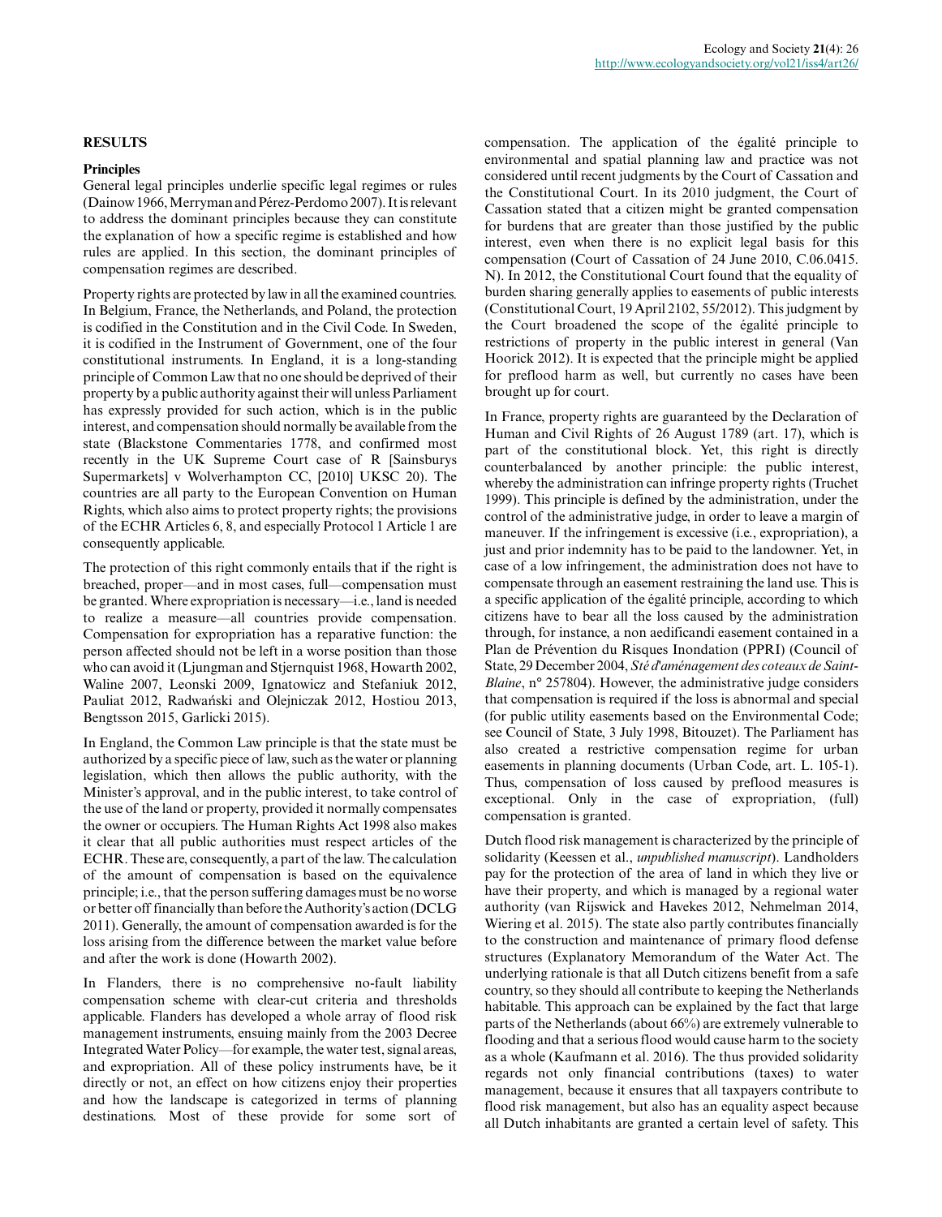## RESULTS

### Principles

General legal principles underlie specific legal regimes or rules (Dainow 1966, Merryman and Pérez-Perdomo 2007). It is relevant to address the dominant principles because they can constitute the explanation of how a specific regime is established and how rules are applied. In this section, the dominant principles of compensation regimes are described.

Property rights are protected by law in all the examined countries. In Belgium, France, the Netherlands, and Poland, the protection is codified in the Constitution and in the Civil Code. In Sweden, it is codified in the Instrument of Government, one of the four constitutional instruments. In England, it is a long-standing principle of Common Law that no one should be deprived of their property by a public authority against their will unless Parliament has expressly provided for such action, which is in the public interest, and compensation should normally be available from the state (Blackstone Commentaries 1778, and confirmed most recently in the UK Supreme Court case of R [Sainsburys Supermarkets] v Wolverhampton CC, [2010] UKSC 20). The countries are all party to the European Convention on Human Rights, which also aims to protect property rights; the provisions of the ECHR Articles 6, 8, and especially Protocol 1 Article 1 are consequently applicable.

The protection of this right commonly entails that if the right is breached, proper—and in most cases, full—compensation must be granted. Where expropriation is necessary—i.e., land is needed to realize a measure—all countries provide compensation. Compensation for expropriation has a reparative function: the person affected should not be left in a worse position than those who can avoid it (Ljungman and Stjernquist 1968, Howarth 2002, Waline 2007, Leonski 2009, Ignatowicz and Stefaniuk 2012, Pauliat 2012, Radwański and Olejniczak 2012, Hostiou 2013, Bengtsson 2015, Garlicki 2015).

In England, the Common Law principle is that the state must be authorized by a specific piece of law, such as the water or planning legislation, which then allows the public authority, with the Minister's approval, and in the public interest, to take control of the use of the land or property, provided it normally compensates the owner or occupiers. The Human Rights Act 1998 also makes it clear that all public authorities must respect articles of the ECHR. These are, consequently, a part of the law. The calculation of the amount of compensation is based on the equivalence principle; i.e., that the person suffering damages must be no worse or better off financially than before the Authority's action (DCLG 2011). Generally, the amount of compensation awarded is for the loss arising from the difference between the market value before and after the work is done (Howarth 2002).

In Flanders, there is no comprehensive no-fault liability compensation scheme with clear-cut criteria and thresholds applicable. Flanders has developed a whole array of flood risk management instruments, ensuing mainly from the 2003 Decree Integrated Water Policy—for example, the water test, signal areas, and expropriation. All of these policy instruments have, be it directly or not, an effect on how citizens enjoy their properties and how the landscape is categorized in terms of planning destinations. Most of these provide for some sort of compensation. The application of the égalité principle to environmental and spatial planning law and practice was not considered until recent judgments by the Court of Cassation and the Constitutional Court. In its 2010 judgment, the Court of Cassation stated that a citizen might be granted compensation for burdens that are greater than those justified by the public interest, even when there is no explicit legal basis for this compensation (Court of Cassation of 24 June 2010, C.06.0415. N). In 2012, the Constitutional Court found that the equality of burden sharing generally applies to easements of public interests (Constitutional Court, 19 April 2102, 55/2012). This judgment by the Court broadened the scope of the égalité principle to restrictions of property in the public interest in general (Van Hoorick 2012). It is expected that the principle might be applied for preflood harm as well, but currently no cases have been brought up for court.

In France, property rights are guaranteed by the Declaration of Human and Civil Rights of 26 August 1789 (art. 17), which is part of the constitutional block. Yet, this right is directly counterbalanced by another principle: the public interest, whereby the administration can infringe property rights (Truchet 1999). This principle is defined by the administration, under the control of the administrative judge, in order to leave a margin of maneuver. If the infringement is excessive (i.e., expropriation), a just and prior indemnity has to be paid to the landowner. Yet, in case of a low infringement, the administration does not have to compensate through an easement restraining the land use. This is a specific application of the égalité principle, according to which citizens have to bear all the loss caused by the administration through, for instance, a non aedificandi easement contained in a Plan de Prévention du Risques Inondation (PPRI) (Council of State, 29 December 2004, *Sté d'aménagement des coteaux de Saint-Blaine*, n° 257804). However, the administrative judge considers that compensation is required if the loss is abnormal and special (for public utility easements based on the Environmental Code; see Council of State, 3 July 1998, Bitouzet). The Parliament has also created a restrictive compensation regime for urban easements in planning documents (Urban Code, art. L. 105-1). Thus, compensation of loss caused by preflood measures is exceptional. Only in the case of expropriation, (full) compensation is granted.

Dutch flood risk management is characterized by the principle of solidarity (Keessen et al., *unpublished manuscript*). Landholders pay for the protection of the area of land in which they live or have their property, and which is managed by a regional water authority (van Rijswick and Havekes 2012, Nehmelman 2014, Wiering et al. 2015). The state also partly contributes financially to the construction and maintenance of primary flood defense structures (Explanatory Memorandum of the Water Act. The underlying rationale is that all Dutch citizens benefit from a safe country, so they should all contribute to keeping the Netherlands habitable. This approach can be explained by the fact that large parts of the Netherlands (about 66%) are extremely vulnerable to flooding and that a serious flood would cause harm to the society as a whole (Kaufmann et al. 2016). The thus provided solidarity regards not only financial contributions (taxes) to water management, because it ensures that all taxpayers contribute to flood risk management, but also has an equality aspect because all Dutch inhabitants are granted a certain level of safety. This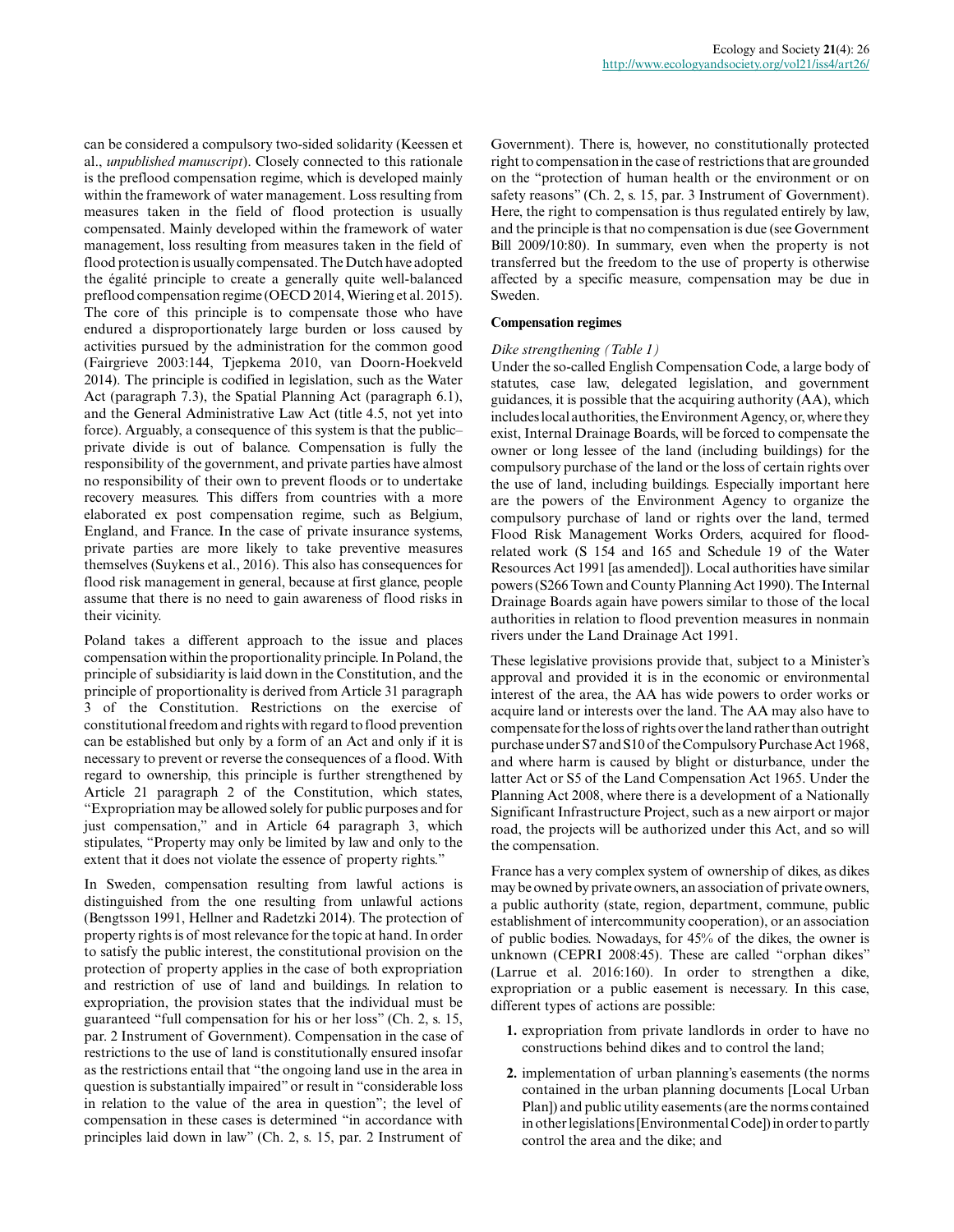can be considered a compulsory two-sided solidarity (Keessen et al., *unpublished manuscript*). Closely connected to this rationale is the preflood compensation regime, which is developed mainly within the framework of water management. Loss resulting from measures taken in the field of flood protection is usually compensated. Mainly developed within the framework of water management, loss resulting from measures taken in the field of flood protection is usually compensated. The Dutch have adopted the égalité principle to create a generally quite well-balanced preflood compensation regime (OECD 2014, Wiering et al. 2015). The core of this principle is to compensate those who have endured a disproportionately large burden or loss caused by activities pursued by the administration for the common good (Fairgrieve 2003:144, Tjepkema 2010, van Doorn-Hoekveld 2014). The principle is codified in legislation, such as the Water Act (paragraph 7.3), the Spatial Planning Act (paragraph 6.1), and the General Administrative Law Act (title 4.5, not yet into force). Arguably, a consequence of this system is that the public–private divide is out of balance. Compensation is fully the responsibility of the government, and private parties have almost no responsibility of their own to prevent floods or to undertake recovery measures. This differs from countries with a more elaborated ex post compensation regime, such as Belgium, England, and France. In the case of private insurance systems, private parties are more likely to take preventive measures themselves (Suykens et al., 2016). This also has consequences for flood risk management in general, because at first glance, people assume that there is no need to gain awareness of flood risks in their vicinity.

Poland takes a different approach to the issue and places compensation within the proportionality principle. In Poland, the principle of subsidiarity is laid down in the Constitution, and the principle of proportionality is derived from Article 31 paragraph 3 of the Constitution. Restrictions on the exercise of constitutional freedom and rights with regard to flood prevention can be established but only by a form of an Act and only if it is necessary to prevent or reverse the consequences of a flood. With regard to ownership, this principle is further strengthened by Article 21 paragraph 2 of the Constitution, which states, "Expropriation may be allowed solely for public purposes and for just compensation," and in Article 64 paragraph 3, which stipulates, "Property may only be limited by law and only to the extent that it does not violate the essence of property rights."

In Sweden, compensation resulting from lawful actions is distinguished from the one resulting from unlawful actions (Bengtsson 1991, Hellner and Radetzki 2014). The protection of property rights is of most relevance for the topic at hand. In order to satisfy the public interest, the constitutional provision on the protection of property applies in the case of both expropriation and restriction of use of land and buildings. In relation to expropriation, the provision states that the individual must be guaranteed "full compensation for his or her loss" (Ch. 2, s. 15, par. 2 Instrument of Government). Compensation in the case of restrictions to the use of land is constitutionally ensured insofar as the restrictions entail that "the ongoing land use in the area in question is substantially impaired" or result in "considerable loss in relation to the value of the area in question"; the level of compensation in these cases is determined "in accordance with principles laid down in law" (Ch. 2, s. 15, par. 2 Instrument of Government). There is, however, no constitutionally protected right to compensation in the case of restrictions that are grounded on the "protection of human health or the environment or on safety reasons" (Ch. 2, s. 15, par. 3 Instrument of Government). Here, the right to compensation is thus regulated entirely by law, and the principle is that no compensation is due (see Government Bill 2009/10:80). In summary, even when the property is not transferred but the freedom to the use of property is otherwise affected by a specific measure, compensation may be due in Sweden.

#### Compensation regimes

*Dike strengthening (Table 1)*

Under the so-called English Compensation Code, a large body of statutes, case law, delegated legislation, and government guidances, it is possible that the acquiring authority (AA), which includes local authorities, the Environment Agency, or, where they exist, Internal Drainage Boards, will be forced to compensate the owner or long lessee of the land (including buildings) for the compulsory purchase of the land or the loss of certain rights over the use of land, including buildings. Especially important here are the powers of the Environment Agency to organize the compulsory purchase of land or rights over the land, termed Flood Risk Management Works Orders, acquired for flood-related work (S 154 and 165 and Schedule 19 of the Water Resources Act 1991 [as amended]). Local authorities have similar powers (S266 Town and County Planning Act 1990). The Internal Drainage Boards again have powers similar to those of the local authorities in relation to flood prevention measures in nonmain rivers under the Land Drainage Act 1991.

These legislative provisions provide that, subject to a Minister's approval and provided it is in the economic or environmental interest of the area, the AA has wide powers to order works or acquire land or interests over the land. The AA may also have to compensate for the loss of rights over the land rather than outright purchase under S7 and S10 of the Compulsory Purchase Act 1968, and where harm is caused by blight or disturbance, under the latter Act or S5 of the Land Compensation Act 1965. Under the Planning Act 2008, where there is a development of a Nationally Significant Infrastructure Project, such as a new airport or major road, the projects will be authorized under this Act, and so will the compensation.

France has a very complex system of ownership of dikes, as dikes may be owned by private owners, an association of private owners, a public authority (state, region, department, commune, public establishment of intercommunity cooperation), or an association of public bodies. Nowadays, for 45% of the dikes, the owner is unknown (CEPRI 2008:45). These are called "orphan dikes" (Larrue et al. 2016:160). In order to strengthen a dike, expropriation or a public easement is necessary. In this case, different types of actions are possible:

1. expropriation from private landlords in order to have no constructions behind dikes and to control the land;
2. implementation of urban planning's easements (the norms contained in the urban planning documents [Local Urban Plan]) and public utility easements (are the norms contained in other legislations [Environmental Code]) in order to partly control the area and the dike; and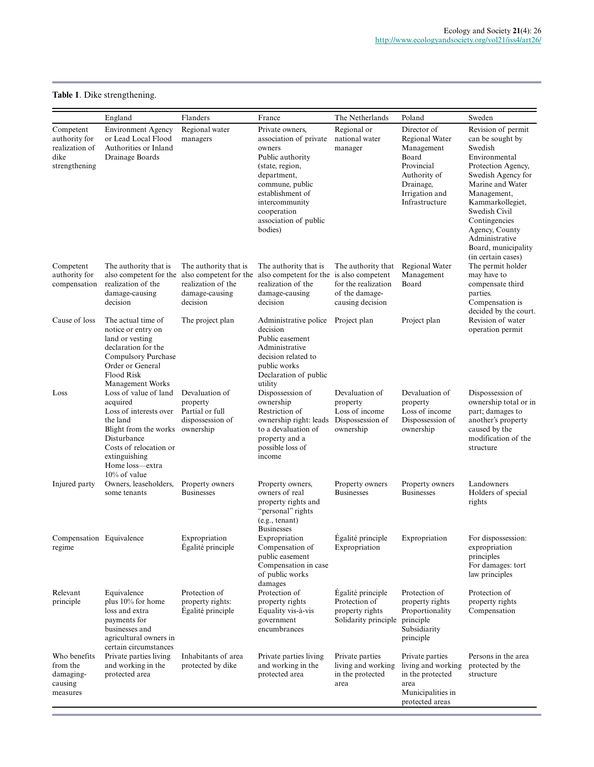**Table 1**. Dike strengthening.

| | England | Flanders | France | The Netherlands | Poland | Sweden |
|---|---|---|---|---|---|---|
| Competent authority for realization of dike strengthening | Environment Agency or Lead Local Flood Authorities or Inland Drainage Boards | Regional water managers | Private owners, association of private owners<br>Public authority (state, region, department, commune, public establishment of intercommunity cooperation association of public bodies) | Regional or national water manager | Director of Regional Water Management Board<br>Provincial Authority of Drainage, Irrigation and Infrastructure | Revision of permit can be sought by Swedish Environmental Protection Agency, Swedish Agency for Marine and Water Management, Kammarkollegiet, Swedish Civil Contingencies Agency, County Administrative Board, municipality (in certain cases) |
| Competent authority for compensation | The authority that is also competent for the realization of the damage-causing decision | The authority that is also competent for the realization of the damage-causing decision | The authority that is also competent for the realization of the damage-causing decision | The authority that is also competent for the realization of the damage-causing decision | Regional Water Management Board | The permit holder may have to compensate third parties.<br>Compensation is decided by the court. |
| Cause of loss | The actual time of notice or entry on land or vesting declaration for the Compulsory Purchase Order or General Flood Risk Management Works | The project plan | Administrative police decision<br>Public easement<br>Administrative decision related to public works<br>Declaration of public utility | Project plan | Project plan | Revision of water operation permit |
| Loss | Loss of value of land acquired<br>Loss of interests over the land<br>Blight from the works<br>Disturbance<br>Costs of relocation or extinguishing<br>Home loss—extra 10% of value | Devaluation of property<br>Partial or full dispossession of ownership | Dispossession of ownership<br>Restriction of ownership right: leads to a devaluation of property and a possible loss of income | Devaluation of property<br>Loss of income<br>Dispossession of ownership | Devaluation of property<br>Loss of income<br>Dispossession of ownership | Dispossession of ownership total or in part; damages to another's property caused by the modification of the structure |
| Injured party | Owners, leaseholders, some tenants | Property owners<br>Businesses | Property owners, owners of real property rights and "personal" rights (e.g., tenant)<br>Businesses | Property owners<br>Businesses | Property owners<br>Businesses | Landowners<br>Holders of special rights |
| Compensation regime | Equivalence | Expropriation<br>Égalité principle | Expropriation<br>Compensation of public easement<br>Compensation in case of public works damages | Égalité principle<br>Expropriation | Expropriation | For dispossession: expropriation principles<br>For damages: tort law principles |
| Relevant principle | Equivalence plus 10% for home loss and extra payments for businesses and agricultural owners in certain circumstances | Protection of property rights: Égalité principle | Protection of property rights<br>Equality vis-à-vis government encumbrances | Égalité principle<br>Protection of property rights<br>Solidarity principle | Protection of property rights<br>Proportionality principle<br>Subsidiarity principle | Protection of property rights<br>Compensation |
| Who benefits from the damaging-causing measures | Private parties living and working in the protected area | Inhabitants of area protected by dike | Private parties living and working in the protected area | Private parties living and working in the protected area | Private parties living and working in the protected area<br>Municipalities in protected areas | Persons in the area protected by the structure |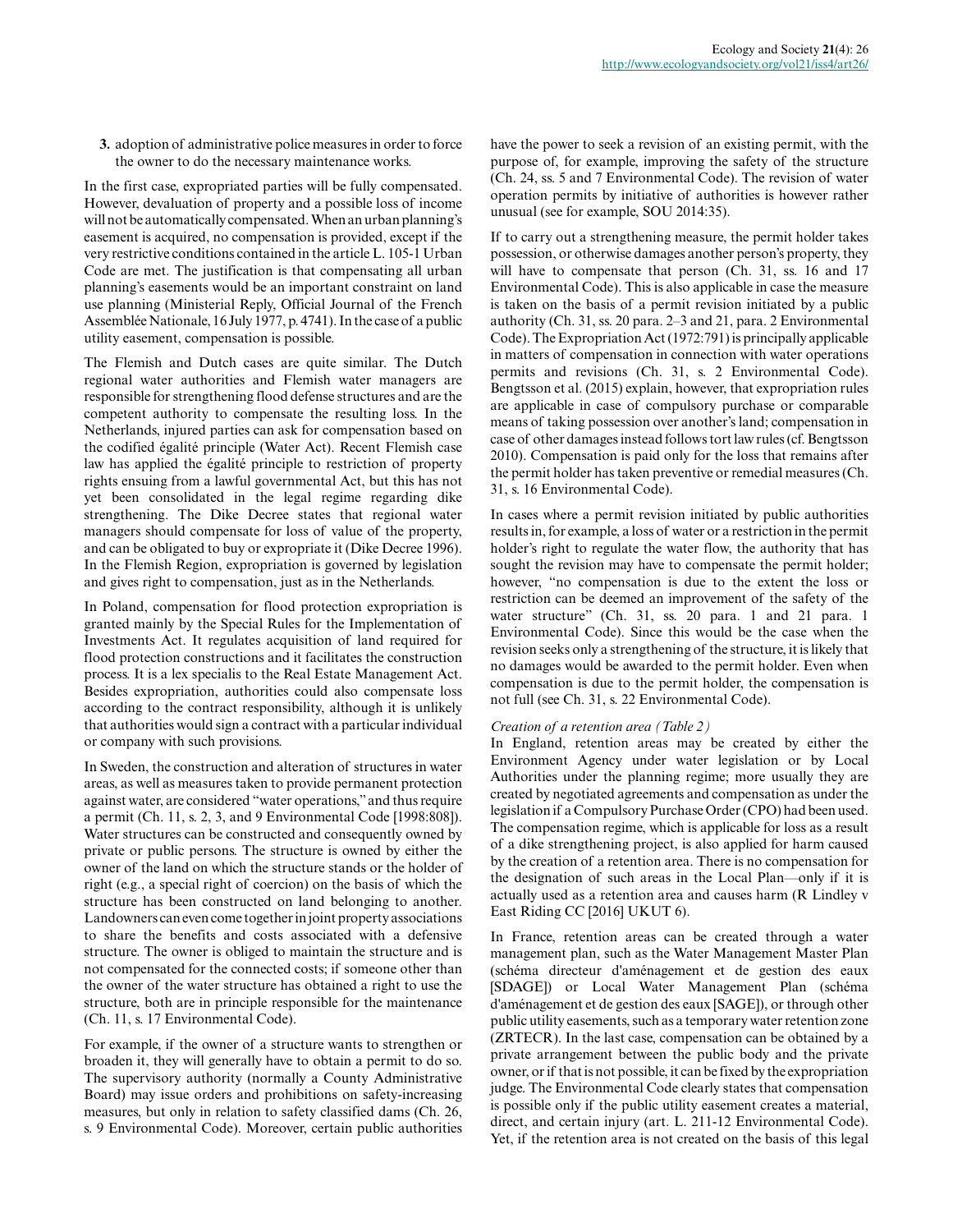**3.** adoption of administrative police measures in order to force the owner to do the necessary maintenance works.

In the first case, expropriated parties will be fully compensated. However, devaluation of property and a possible loss of income will not be automatically compensated. When an urban planning's easement is acquired, no compensation is provided, except if the very restrictive conditions contained in the article L. 105-1 Urban Code are met. The justification is that compensating all urban planning's easements would be an important constraint on land use planning (Ministerial Reply, Official Journal of the French Assemblée Nationale, 16 July 1977, p. 4741). In the case of a public utility easement, compensation is possible.

The Flemish and Dutch cases are quite similar. The Dutch regional water authorities and Flemish water managers are responsible for strengthening flood defense structures and are the competent authority to compensate the resulting loss. In the Netherlands, injured parties can ask for compensation based on the codified égalité principle (Water Act). Recent Flemish case law has applied the égalité principle to restriction of property rights ensuing from a lawful governmental Act, but this has not yet been consolidated in the legal regime regarding dike strengthening. The Dike Decree states that regional water managers should compensate for loss of value of the property, and can be obligated to buy or expropriate it (Dike Decree 1996). In the Flemish Region, expropriation is governed by legislation and gives right to compensation, just as in the Netherlands.

In Poland, compensation for flood protection expropriation is granted mainly by the Special Rules for the Implementation of Investments Act. It regulates acquisition of land required for flood protection constructions and it facilitates the construction process. It is a lex specialis to the Real Estate Management Act. Besides expropriation, authorities could also compensate loss according to the contract responsibility, although it is unlikely that authorities would sign a contract with a particular individual or company with such provisions.

In Sweden, the construction and alteration of structures in water areas, as well as measures taken to provide permanent protection against water, are considered "water operations," and thus require a permit (Ch. 11, s. 2, 3, and 9 Environmental Code [1998:808]). Water structures can be constructed and consequently owned by private or public persons. The structure is owned by either the owner of the land on which the structure stands or the holder of right (e.g., a special right of coercion) on the basis of which the structure has been constructed on land belonging to another. Landowners can even come together in joint property associations to share the benefits and costs associated with a defensive structure. The owner is obliged to maintain the structure and is not compensated for the connected costs; if someone other than the owner of the water structure has obtained a right to use the structure, both are in principle responsible for the maintenance (Ch. 11, s. 17 Environmental Code).

For example, if the owner of a structure wants to strengthen or broaden it, they will generally have to obtain a permit to do so. The supervisory authority (normally a County Administrative Board) may issue orders and prohibitions on safety-increasing measures, but only in relation to safety classified dams (Ch. 26, s. 9 Environmental Code). Moreover, certain public authorities have the power to seek a revision of an existing permit, with the purpose of, for example, improving the safety of the structure (Ch. 24, ss. 5 and 7 Environmental Code). The revision of water operation permits by initiative of authorities is however rather unusual (see for example, SOU 2014:35).

If to carry out a strengthening measure, the permit holder takes possession, or otherwise damages another person's property, they will have to compensate that person (Ch. 31, ss. 16 and 17 Environmental Code). This is also applicable in case the measure is taken on the basis of a permit revision initiated by a public authority (Ch. 31, ss. 20 para. 2–3 and 21, para. 2 Environmental Code). The Expropriation Act (1972:791) is principally applicable in matters of compensation in connection with water operations permits and revisions (Ch. 31, s. 2 Environmental Code). Bengtsson et al. (2015) explain, however, that expropriation rules are applicable in case of compulsory purchase or comparable means of taking possession over another's land; compensation in case of other damages instead follows tort law rules (cf. Bengtsson 2010). Compensation is paid only for the loss that remains after the permit holder has taken preventive or remedial measures (Ch. 31, s. 16 Environmental Code).

In cases where a permit revision initiated by public authorities results in, for example, a loss of water or a restriction in the permit holder's right to regulate the water flow, the authority that has sought the revision may have to compensate the permit holder; however, "no compensation is due to the extent the loss or restriction can be deemed an improvement of the safety of the water structure" (Ch. 31, ss. 20 para. 1 and 21 para. 1 Environmental Code). Since this would be the case when the revision seeks only a strengthening of the structure, it is likely that no damages would be awarded to the permit holder. Even when compensation is due to the permit holder, the compensation is not full (see Ch. 31, s. 22 Environmental Code).

*Creation of a retention area (Table 2)*

In England, retention areas may be created by either the Environment Agency under water legislation or by Local Authorities under the planning regime; more usually they are created by negotiated agreements and compensation as under the legislation if a Compulsory Purchase Order (CPO) had been used. The compensation regime, which is applicable for loss as a result of a dike strengthening project, is also applied for harm caused by the creation of a retention area. There is no compensation for the designation of such areas in the Local Plan—only if it is actually used as a retention area and causes harm (R Lindley v East Riding CC [2016] UKUT 6).

In France, retention areas can be created through a water management plan, such as the Water Management Master Plan (schéma directeur d'aménagement et de gestion des eaux [SDAGE]) or Local Water Management Plan (schéma d'aménagement et de gestion des eaux [SAGE]), or through other public utility easements, such as a temporary water retention zone (ZRTECR). In the last case, compensation can be obtained by a private arrangement between the public body and the private owner, or if that is not possible, it can be fixed by the expropriation judge. The Environmental Code clearly states that compensation is possible only if the public utility easement creates a material, direct, and certain injury (art. L. 211-12 Environmental Code). Yet, if the retention area is not created on the basis of this legal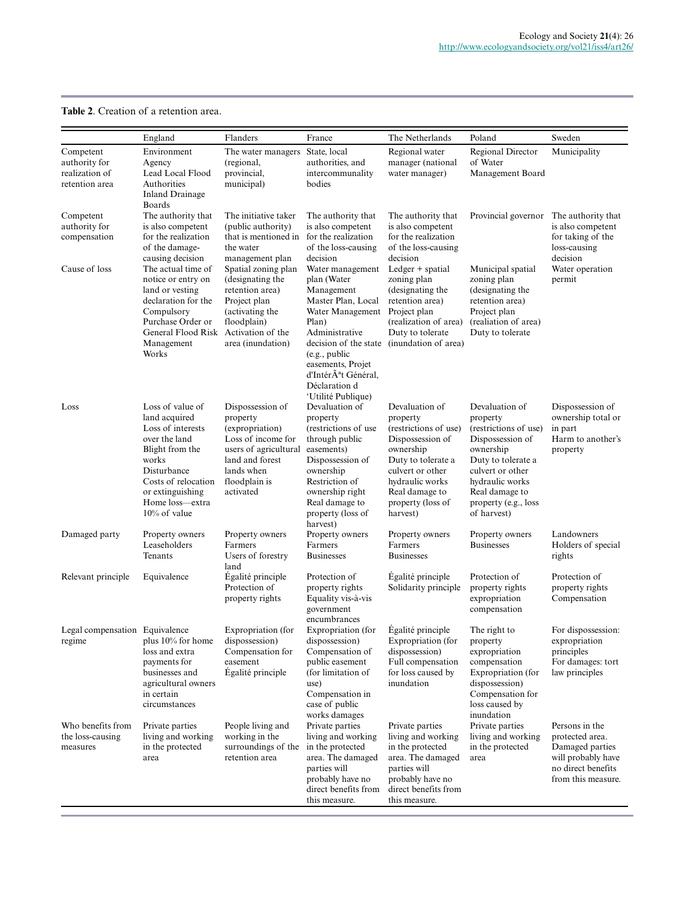**Table 2**. Creation of a retention area.

| | England | Flanders | France | The Netherlands | Poland | Sweden |
|---|---|---|---|---|---|---|
| Competent authority for realization of retention area | Environment Agency Lead Local Flood Authorities Inland Drainage Boards | The water managers (regional, provincial, municipal) | State, local authorities, and intercommunality bodies | Regional water manager (national water manager) | Regional Director of Water Management Board | Municipality |
| Competent authority for compensation | The authority that is also competent for the realization of the damage-causing decision | The initiative taker (public authority) that is mentioned in the water management plan | The authority that is also competent for the realization of the loss-causing decision | The authority that is also competent for the realization of the loss-causing decision | Provincial governor | The authority that is also competent for taking of the loss-causing decision |
| Cause of loss | The actual time of notice or entry on land or vesting declaration for the Compulsory Purchase Order or General Flood Risk Management Works | Spatial zoning plan (designating the retention area) Project plan (activating the floodplain) Activation of the area (inundation) | Water management plan (Water Management Master Plan, Local Water Management Plan) Administrative decision of the state (e.g., public easements, Projet d'IntérÃªt Général, Déclaration d 'Utilité Publique) | Ledger + spatial zoning plan (designating the retention area) Project plan (realization of area) Duty to tolerate (inundation of area) | Municipal spatial zoning plan (designating the retention area) Project plan (realiation of area) Duty to tolerate | Water operation permit |
| Loss | Loss of value of land acquired Loss of interests over the land Blight from the works Disturbance Costs of relocation or extinguishing Home loss—extra 10% of value | Dispossession of property (expropriation) Loss of income for users of agricultural land and forest lands when floodplain is activated | Devaluation of property (restrictions of use through public easements) Dispossession of ownership Restriction of ownership right Real damage to property (loss of harvest) | Devaluation of property (restrictions of use) Dispossession of ownership Duty to tolerate a culvert or other hydraulic works Real damage to property (loss of harvest) | Devaluation of property (restrictions of use) Dispossession of ownership Duty to tolerate a culvert or other hydraulic works Real damage to property (e.g., loss of harvest) | Dispossession of ownership total or in part Harm to another's property |
| Damaged party | Property owners Leaseholders Tenants | Property owners Farmers Users of forestry land | Property owners Farmers Businesses | Property owners Farmers Businesses | Property owners Businesses | Landowners Holders of special rights |
| Relevant principle | Equivalence | Égalité principle Protection of property rights | Protection of property rights Equality vis-à-vis government encumbrances | Égalité principle Solidarity principle | Protection of property rights expropriation compensation | Protection of property rights Compensation |
| Legal compensation regime | Equivalence plus 10% for home loss and extra payments for businesses and agricultural owners in certain circumstances | Expropriation (for dispossession) Compensation for easement Égalité principle | Expropriation (for dispossession) Compensation of public easement (for limitation of use) Compensation in case of public works damages | Égalité principle Expropriation (for dispossession) Full compensation for loss caused by inundation | The right to property expropriation compensation Expropriation (for dispossession) Compensation for loss caused by inundation | For dispossession: expropriation principles For damages: tort law principles |
| Who benefits from the loss-causing measures | Private parties living and working in the protected area | People living and working in the surroundings of the retention area | Private parties living and working in the protected area. The damaged parties will probably have no direct benefits from this measure. | Private parties living and working in the protected area. The damaged parties will probably have no direct benefits from this measure. | Private parties living and working in the protected area | Persons in the protected area. Damaged parties will probably have no direct benefits from this measure. |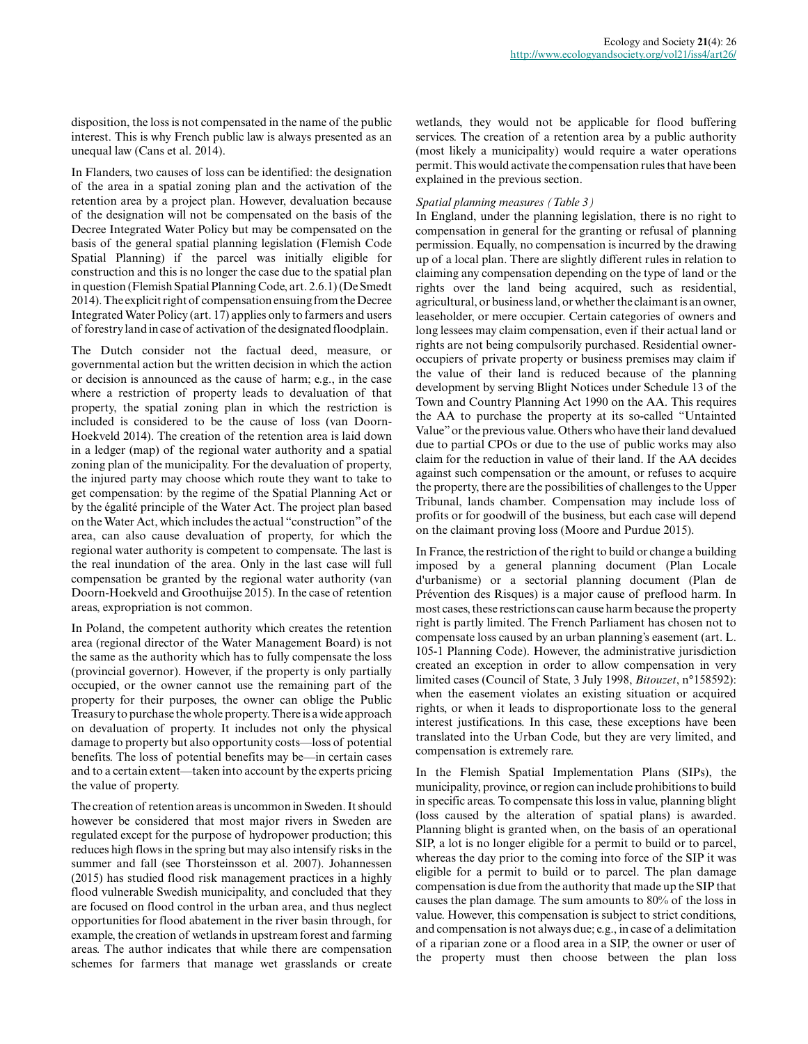disposition, the loss is not compensated in the name of the public interest. This is why French public law is always presented as an unequal law (Cans et al. 2014).

In Flanders, two causes of loss can be identified: the designation of the area in a spatial zoning plan and the activation of the retention area by a project plan. However, devaluation because of the designation will not be compensated on the basis of the Decree Integrated Water Policy but may be compensated on the basis of the general spatial planning legislation (Flemish Code Spatial Planning) if the parcel was initially eligible for construction and this is no longer the case due to the spatial plan in question (Flemish Spatial Planning Code, art. 2.6.1) (De Smedt 2014). The explicit right of compensation ensuing from the Decree Integrated Water Policy (art. 17) applies only to farmers and users of forestry land in case of activation of the designated floodplain.

The Dutch consider not the factual deed, measure, or governmental action but the written decision in which the action or decision is announced as the cause of harm; e.g., in the case where a restriction of property leads to devaluation of that property, the spatial zoning plan in which the restriction is included is considered to be the cause of loss (van Doorn-Hoekveld 2014). The creation of the retention area is laid down in a ledger (map) of the regional water authority and a spatial zoning plan of the municipality. For the devaluation of property, the injured party may choose which route they want to take to get compensation: by the regime of the Spatial Planning Act or by the égalité principle of the Water Act. The project plan based on the Water Act, which includes the actual "construction" of the area, can also cause devaluation of property, for which the regional water authority is competent to compensate. The last is the real inundation of the area. Only in the last case will full compensation be granted by the regional water authority (van Doorn-Hoekveld and Groothuijse 2015). In the case of retention areas, expropriation is not common.

In Poland, the competent authority which creates the retention area (regional director of the Water Management Board) is not the same as the authority which has to fully compensate the loss (provincial governor). However, if the property is only partially occupied, or the owner cannot use the remaining part of the property for their purposes, the owner can oblige the Public Treasury to purchase the whole property. There is a wide approach on devaluation of property. It includes not only the physical damage to property but also opportunity costs—loss of potential benefits. The loss of potential benefits may be—in certain cases and to a certain extent—taken into account by the experts pricing the value of property.

The creation of retention areas is uncommon in Sweden. It should however be considered that most major rivers in Sweden are regulated except for the purpose of hydropower production; this reduces high flows in the spring but may also intensify risks in the summer and fall (see Thorsteinsson et al. 2007). Johannessen (2015) has studied flood risk management practices in a highly flood vulnerable Swedish municipality, and concluded that they are focused on flood control in the urban area, and thus neglect opportunities for flood abatement in the river basin through, for example, the creation of wetlands in upstream forest and farming areas. The author indicates that while there are compensation schemes for farmers that manage wet grasslands or create wetlands, they would not be applicable for flood buffering services. The creation of a retention area by a public authority (most likely a municipality) would require a water operations permit. This would activate the compensation rules that have been explained in the previous section.

*Spatial planning measures (Table 3)*

In England, under the planning legislation, there is no right to compensation in general for the granting or refusal of planning permission. Equally, no compensation is incurred by the drawing up of a local plan. There are slightly different rules in relation to claiming any compensation depending on the type of land or the rights over the land being acquired, such as residential, agricultural, or business land, or whether the claimant is an owner, leaseholder, or mere occupier. Certain categories of owners and long lessees may claim compensation, even if their actual land or rights are not being compulsorily purchased. Residential owner-occupiers of private property or business premises may claim if the value of their land is reduced because of the planning development by serving Blight Notices under Schedule 13 of the Town and Country Planning Act 1990 on the AA. This requires the AA to purchase the property at its so-called "Untainted Value" or the previous value. Others who have their land devalued due to partial CPOs or due to the use of public works may also claim for the reduction in value of their land. If the AA decides against such compensation or the amount, or refuses to acquire the property, there are the possibilities of challenges to the Upper Tribunal, lands chamber. Compensation may include loss of profits or for goodwill of the business, but each case will depend on the claimant proving loss (Moore and Purdue 2015).

In France, the restriction of the right to build or change a building imposed by a general planning document (Plan Locale d'urbanisme) or a sectorial planning document (Plan de Prévention des Risques) is a major cause of preflood harm. In most cases, these restrictions can cause harm because the property right is partly limited. The French Parliament has chosen not to compensate loss caused by an urban planning's easement (art. L. 105-1 Planning Code). However, the administrative jurisdiction created an exception in order to allow compensation in very limited cases (Council of State, 3 July 1998, *Bitouzet*, n°158592): when the easement violates an existing situation or acquired rights, or when it leads to disproportionate loss to the general interest justifications. In this case, these exceptions have been translated into the Urban Code, but they are very limited, and compensation is extremely rare.

In the Flemish Spatial Implementation Plans (SIPs), the municipality, province, or region can include prohibitions to build in specific areas. To compensate this loss in value, planning blight (loss caused by the alteration of spatial plans) is awarded. Planning blight is granted when, on the basis of an operational SIP, a lot is no longer eligible for a permit to build or to parcel, whereas the day prior to the coming into force of the SIP it was eligible for a permit to build or to parcel. The plan damage compensation is due from the authority that made up the SIP that causes the plan damage. The sum amounts to 80% of the loss in value. However, this compensation is subject to strict conditions, and compensation is not always due; e.g., in case of a delimitation of a riparian zone or a flood area in a SIP, the owner or user of the property must then choose between the plan loss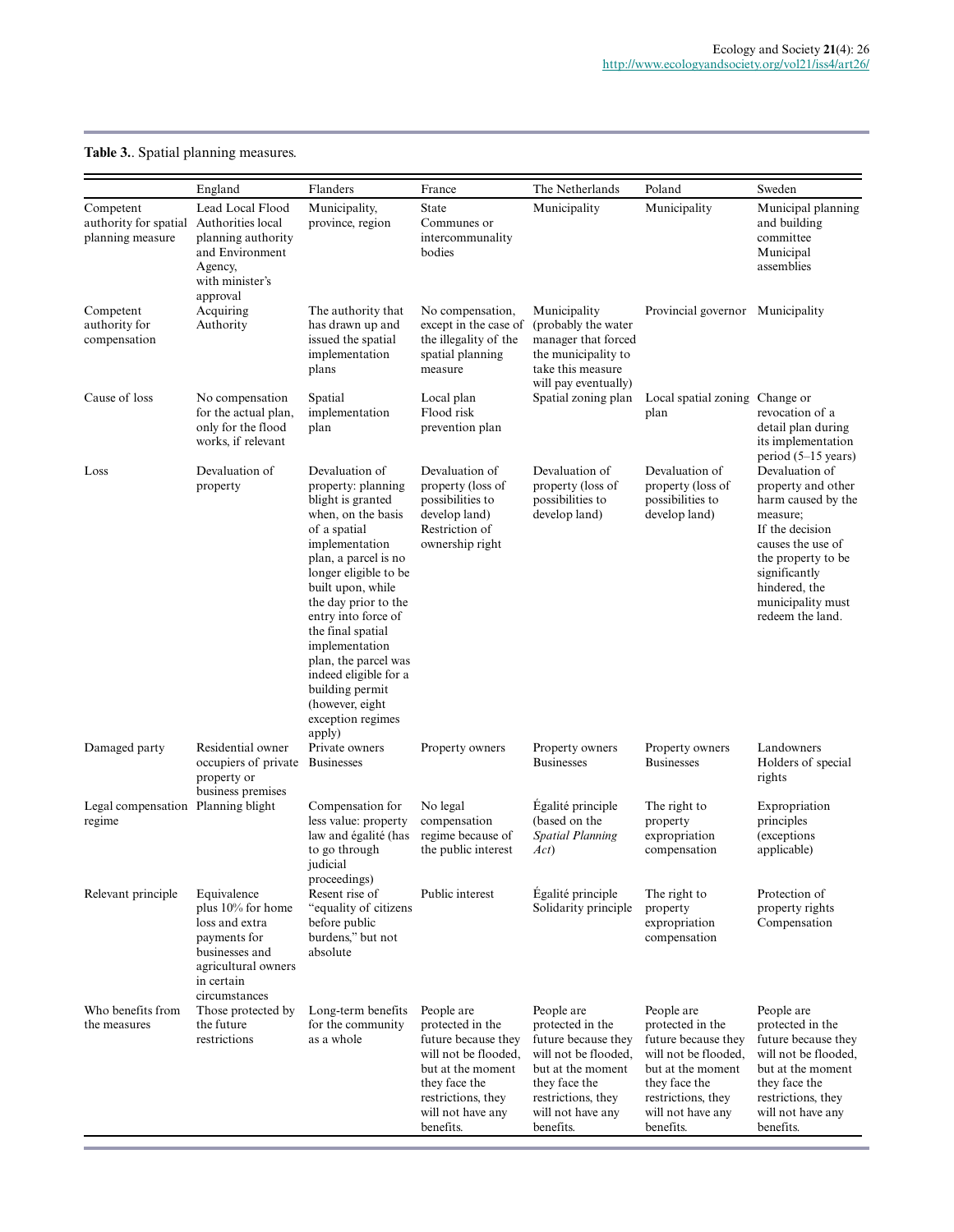**Table 3.**. Spatial planning measures.

| | England | Flanders | France | The Netherlands | Poland | Sweden |
|---|---|---|---|---|---|---|
| Competent authority for spatial planning measure | Lead Local Flood Authorities local planning authority and Environment Agency, with minister's approval | Municipality, province, region | State Communes or intercommunality bodies | Municipality | Municipality | Municipal planning and building committee Municipal assemblies |
| Competent authority for compensation | Acquiring Authority | The authority that has drawn up and issued the spatial implementation plans | No compensation, except in the case of the illegality of the spatial planning measure | Municipality (probably the water manager that forced the municipality to take this measure will pay eventually) | Provincial governor | Municipality |
| Cause of loss | No compensation for the actual plan, only for the flood works, if relevant | Spatial implementation plan | Local plan Flood risk prevention plan | Spatial zoning plan | Local spatial zoning plan | Change or revocation of a detail plan during its implementation period (5–15 years) |
| Loss | Devaluation of property | Devaluation of property: planning blight is granted when, on the basis of a spatial implementation plan, a parcel is no longer eligible to be built upon, while the day prior to the entry into force of the final spatial implementation plan, the parcel was indeed eligible for a building permit (however, eight exception regimes apply) | Devaluation of property (loss of possibilities to develop land) Restriction of ownership right | Devaluation of property (loss of possibilities to develop land) | Devaluation of property (loss of possibilities to develop land) | Devaluation of property and other harm caused by the measure; If the decision causes the use of the property to be significantly hindered, the municipality must redeem the land. |
| Damaged party | Residential owner occupiers of private property or business premises | Private owners Businesses | Property owners | Property owners Businesses | Property owners Businesses | Landowners Holders of special rights |
| Legal compensation regime | Planning blight | Compensation for less value: property law and égalité (has to go through judicial proceedings) | No legal compensation regime because of the public interest | Égalité principle (based on the *Spatial Planning Act*) | The right to property expropriation compensation | Expropriation principles (exceptions applicable) |
| Relevant principle | Equivalence plus 10% for home loss and extra payments for businesses and agricultural owners in certain circumstances | Resent rise of "equality of citizens before public burdens," but not absolute | Public interest | Égalité principle Solidarity principle | The right to property expropriation compensation | Protection of property rights Compensation |
| Who benefits from the measures | Those protected by the future restrictions | Long-term benefits for the community as a whole | People are protected in the future because they will not be flooded, but at the moment they face the restrictions, they will not have any benefits. | People are protected in the future because they will not be flooded, but at the moment they face the restrictions, they will not have any benefits. | People are protected in the future because they will not be flooded, but at the moment they face the restrictions, they will not have any benefits. | People are protected in the future because they will not be flooded, but at the moment they face the restrictions, they will not have any benefits. |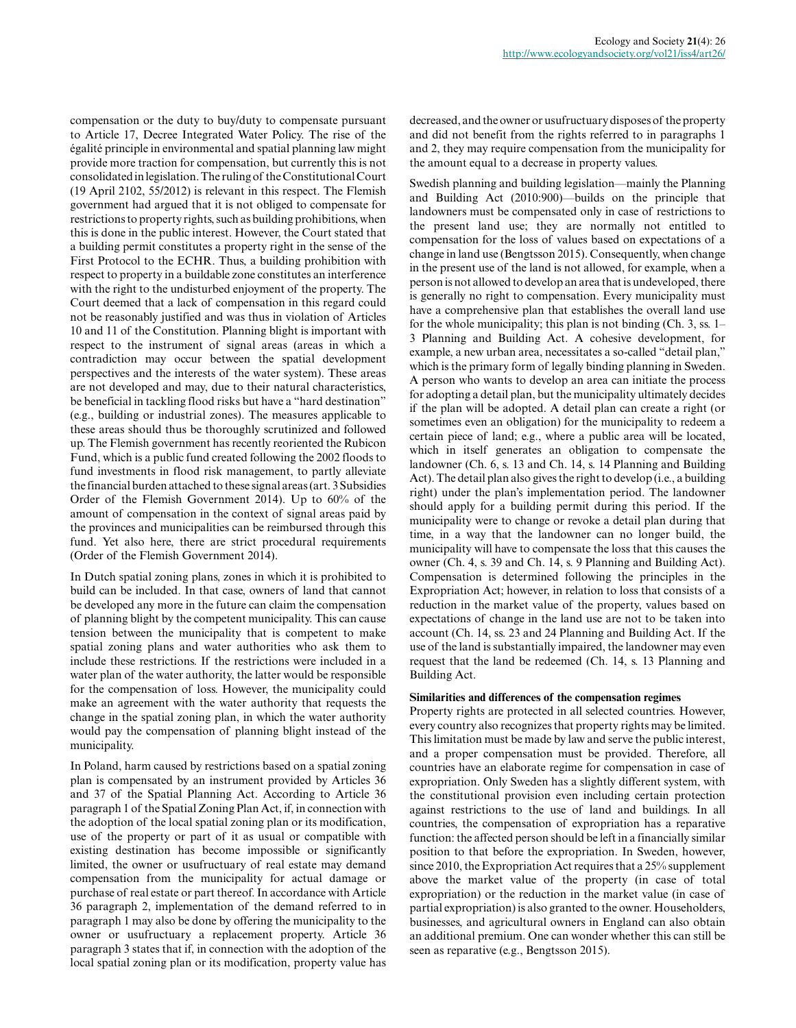compensation or the duty to buy/duty to compensate pursuant to Article 17, Decree Integrated Water Policy. The rise of the égalité principle in environmental and spatial planning law might provide more traction for compensation, but currently this is not consolidated in legislation. The ruling of the Constitutional Court (19 April 2102, 55/2012) is relevant in this respect. The Flemish government had argued that it is not obliged to compensate for restrictions to property rights, such as building prohibitions, when this is done in the public interest. However, the Court stated that a building permit constitutes a property right in the sense of the First Protocol to the ECHR. Thus, a building prohibition with respect to property in a buildable zone constitutes an interference with the right to the undisturbed enjoyment of the property. The Court deemed that a lack of compensation in this regard could not be reasonably justified and was thus in violation of Articles 10 and 11 of the Constitution. Planning blight is important with respect to the instrument of signal areas (areas in which a contradiction may occur between the spatial development perspectives and the interests of the water system). These areas are not developed and may, due to their natural characteristics, be beneficial in tackling flood risks but have a "hard destination" (e.g., building or industrial zones). The measures applicable to these areas should thus be thoroughly scrutinized and followed up. The Flemish government has recently reoriented the Rubicon Fund, which is a public fund created following the 2002 floods to fund investments in flood risk management, to partly alleviate the financial burden attached to these signal areas (art. 3 Subsidies Order of the Flemish Government 2014). Up to 60% of the amount of compensation in the context of signal areas paid by the provinces and municipalities can be reimbursed through this fund. Yet also here, there are strict procedural requirements (Order of the Flemish Government 2014).

In Dutch spatial zoning plans, zones in which it is prohibited to build can be included. In that case, owners of land that cannot be developed any more in the future can claim the compensation of planning blight by the competent municipality. This can cause tension between the municipality that is competent to make spatial zoning plans and water authorities who ask them to include these restrictions. If the restrictions were included in a water plan of the water authority, the latter would be responsible for the compensation of loss. However, the municipality could make an agreement with the water authority that requests the change in the spatial zoning plan, in which the water authority would pay the compensation of planning blight instead of the municipality.

In Poland, harm caused by restrictions based on a spatial zoning plan is compensated by an instrument provided by Articles 36 and 37 of the Spatial Planning Act. According to Article 36 paragraph 1 of the Spatial Zoning Plan Act, if, in connection with the adoption of the local spatial zoning plan or its modification, use of the property or part of it as usual or compatible with existing destination has become impossible or significantly limited, the owner or usufructuary of real estate may demand compensation from the municipality for actual damage or purchase of real estate or part thereof. In accordance with Article 36 paragraph 2, implementation of the demand referred to in paragraph 1 may also be done by offering the municipality to the owner or usufructuary a replacement property. Article 36 paragraph 3 states that if, in connection with the adoption of the local spatial zoning plan or its modification, property value has decreased, and the owner or usufructuary disposes of the property and did not benefit from the rights referred to in paragraphs 1 and 2, they may require compensation from the municipality for the amount equal to a decrease in property values.

Swedish planning and building legislation—mainly the Planning and Building Act (2010:900)—builds on the principle that landowners must be compensated only in case of restrictions to the present land use; they are normally not entitled to compensation for the loss of values based on expectations of a change in land use (Bengtsson 2015). Consequently, when change in the present use of the land is not allowed, for example, when a person is not allowed to develop an area that is undeveloped, there is generally no right to compensation. Every municipality must have a comprehensive plan that establishes the overall land use for the whole municipality; this plan is not binding (Ch. 3, ss. 1–3 Planning and Building Act. A cohesive development, for example, a new urban area, necessitates a so-called "detail plan," which is the primary form of legally binding planning in Sweden. A person who wants to develop an area can initiate the process for adopting a detail plan, but the municipality ultimately decides if the plan will be adopted. A detail plan can create a right (or sometimes even an obligation) for the municipality to redeem a certain piece of land; e.g., where a public area will be located, which in itself generates an obligation to compensate the landowner (Ch. 6, s. 13 and Ch. 14, s. 14 Planning and Building Act). The detail plan also gives the right to develop (i.e., a building right) under the plan's implementation period. The landowner should apply for a building permit during this period. If the municipality were to change or revoke a detail plan during that time, in a way that the landowner can no longer build, the municipality will have to compensate the loss that this causes the owner (Ch. 4, s. 39 and Ch. 14, s. 9 Planning and Building Act). Compensation is determined following the principles in the Expropriation Act; however, in relation to loss that consists of a reduction in the market value of the property, values based on expectations of change in the land use are not to be taken into account (Ch. 14, ss. 23 and 24 Planning and Building Act. If the use of the land is substantially impaired, the landowner may even request that the land be redeemed (Ch. 14, s. 13 Planning and Building Act.

**Similarities and differences of the compensation regimes**

Property rights are protected in all selected countries. However, every country also recognizes that property rights may be limited. This limitation must be made by law and serve the public interest, and a proper compensation must be provided. Therefore, all countries have an elaborate regime for compensation in case of expropriation. Only Sweden has a slightly different system, with the constitutional provision even including certain protection against restrictions to the use of land and buildings. In all countries, the compensation of expropriation has a reparative function: the affected person should be left in a financially similar position to that before the expropriation. In Sweden, however, since 2010, the Expropriation Act requires that a 25% supplement above the market value of the property (in case of total expropriation) or the reduction in the market value (in case of partial expropriation) is also granted to the owner. Householders, businesses, and agricultural owners in England can also obtain an additional premium. One can wonder whether this can still be seen as reparative (e.g., Bengtsson 2015).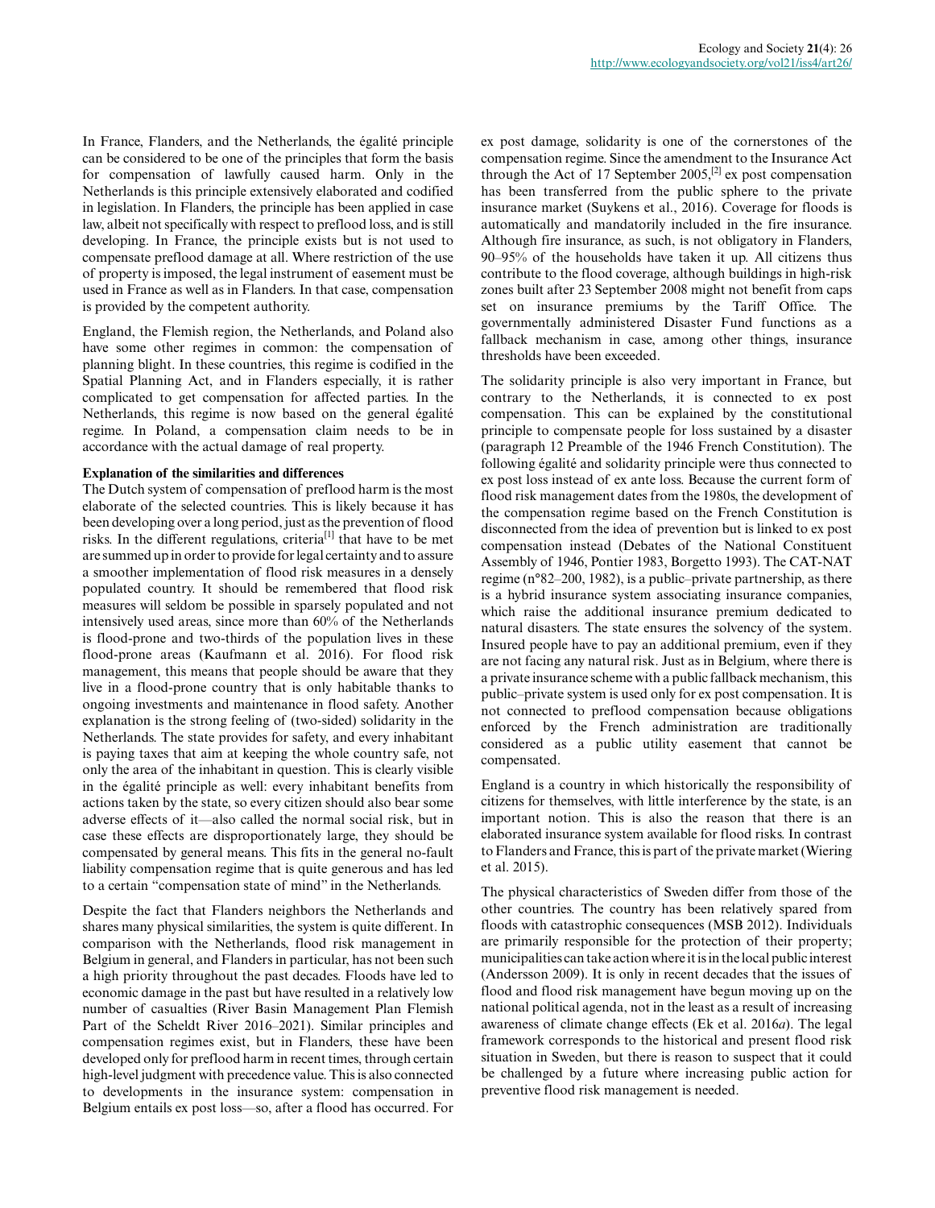In France, Flanders, and the Netherlands, the égalité principle can be considered to be one of the principles that form the basis for compensation of lawfully caused harm. Only in the Netherlands is this principle extensively elaborated and codified in legislation. In Flanders, the principle has been applied in case law, albeit not specifically with respect to preflood loss, and is still developing. In France, the principle exists but is not used to compensate preflood damage at all. Where restriction of the use of property is imposed, the legal instrument of easement must be used in France as well as in Flanders. In that case, compensation is provided by the competent authority.

England, the Flemish region, the Netherlands, and Poland also have some other regimes in common: the compensation of planning blight. In these countries, this regime is codified in the Spatial Planning Act, and in Flanders especially, it is rather complicated to get compensation for affected parties. In the Netherlands, this regime is now based on the general égalité regime. In Poland, a compensation claim needs to be in accordance with the actual damage of real property.

**Explanation of the similarities and differences**

The Dutch system of compensation of preflood harm is the most elaborate of the selected countries. This is likely because it has been developing over a long period, just as the prevention of flood risks. In the different regulations, criteria[1] that have to be met are summed up in order to provide for legal certainty and to assure a smoother implementation of flood risk measures in a densely populated country. It should be remembered that flood risk measures will seldom be possible in sparsely populated and not intensively used areas, since more than 60% of the Netherlands is flood-prone and two-thirds of the population lives in these flood-prone areas (Kaufmann et al. 2016). For flood risk management, this means that people should be aware that they live in a flood-prone country that is only habitable thanks to ongoing investments and maintenance in flood safety. Another explanation is the strong feeling of (two-sided) solidarity in the Netherlands. The state provides for safety, and every inhabitant is paying taxes that aim at keeping the whole country safe, not only the area of the inhabitant in question. This is clearly visible in the égalité principle as well: every inhabitant benefits from actions taken by the state, so every citizen should also bear some adverse effects of it—also called the normal social risk, but in case these effects are disproportionately large, they should be compensated by general means. This fits in the general no-fault liability compensation regime that is quite generous and has led to a certain "compensation state of mind" in the Netherlands.

Despite the fact that Flanders neighbors the Netherlands and shares many physical similarities, the system is quite different. In comparison with the Netherlands, flood risk management in Belgium in general, and Flanders in particular, has not been such a high priority throughout the past decades. Floods have led to economic damage in the past but have resulted in a relatively low number of casualties (River Basin Management Plan Flemish Part of the Scheldt River 2016–2021). Similar principles and compensation regimes exist, but in Flanders, these have been developed only for preflood harm in recent times, through certain high-level judgment with precedence value. This is also connected to developments in the insurance system: compensation in Belgium entails ex post loss—so, after a flood has occurred. For ex post damage, solidarity is one of the cornerstones of the compensation regime. Since the amendment to the Insurance Act through the Act of 17 September 2005,[2] ex post compensation has been transferred from the public sphere to the private insurance market (Suykens et al., 2016). Coverage for floods is automatically and mandatorily included in the fire insurance. Although fire insurance, as such, is not obligatory in Flanders, 90–95% of the households have taken it up. All citizens thus contribute to the flood coverage, although buildings in high-risk zones built after 23 September 2008 might not benefit from caps set on insurance premiums by the Tariff Office. The governmentally administered Disaster Fund functions as a fallback mechanism in case, among other things, insurance thresholds have been exceeded.

The solidarity principle is also very important in France, but contrary to the Netherlands, it is connected to ex post compensation. This can be explained by the constitutional principle to compensate people for loss sustained by a disaster (paragraph 12 Preamble of the 1946 French Constitution). The following égalité and solidarity principle were thus connected to ex post loss instead of ex ante loss. Because the current form of flood risk management dates from the 1980s, the development of the compensation regime based on the French Constitution is disconnected from the idea of prevention but is linked to ex post compensation instead (Debates of the National Constituent Assembly of 1946, Pontier 1983, Borgetto 1993). The CAT-NAT regime (n°82–200, 1982), is a public–private partnership, as there is a hybrid insurance system associating insurance companies, which raise the additional insurance premium dedicated to natural disasters. The state ensures the solvency of the system. Insured people have to pay an additional premium, even if they are not facing any natural risk. Just as in Belgium, where there is a private insurance scheme with a public fallback mechanism, this public–private system is used only for ex post compensation. It is not connected to preflood compensation because obligations enforced by the French administration are traditionally considered as a public utility easement that cannot be compensated.

England is a country in which historically the responsibility of citizens for themselves, with little interference by the state, is an important notion. This is also the reason that there is an elaborated insurance system available for flood risks. In contrast to Flanders and France, this is part of the private market (Wiering et al. 2015).

The physical characteristics of Sweden differ from those of the other countries. The country has been relatively spared from floods with catastrophic consequences (MSB 2012). Individuals are primarily responsible for the protection of their property; municipalities can take action where it is in the local public interest (Andersson 2009). It is only in recent decades that the issues of flood and flood risk management have begun moving up on the national political agenda, not in the least as a result of increasing awareness of climate change effects (Ek et al. 2016*a*). The legal framework corresponds to the historical and present flood risk situation in Sweden, but there is reason to suspect that it could be challenged by a future where increasing public action for preventive flood risk management is needed.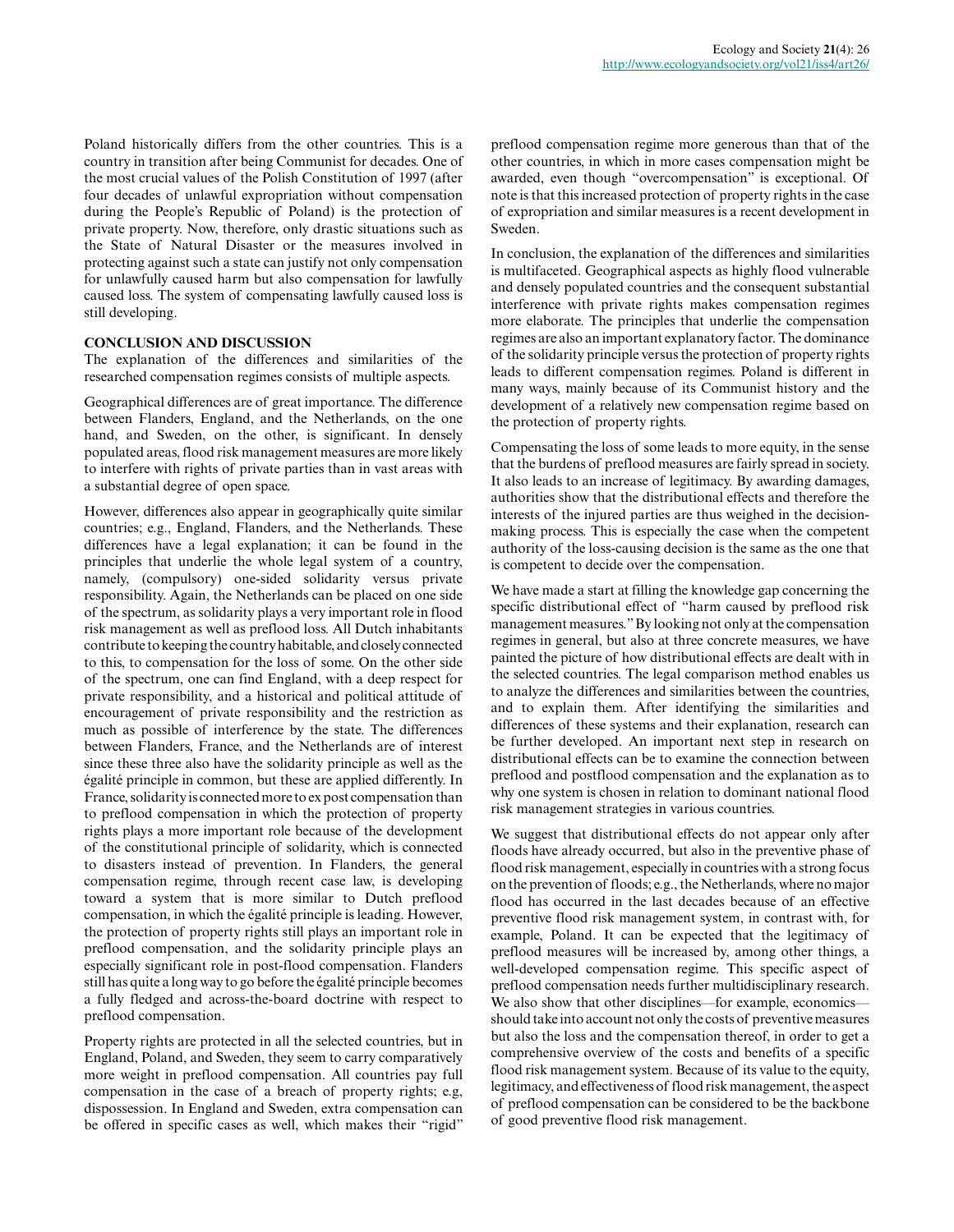Poland historically differs from the other countries. This is a country in transition after being Communist for decades. One of the most crucial values of the Polish Constitution of 1997 (after four decades of unlawful expropriation without compensation during the People's Republic of Poland) is the protection of private property. Now, therefore, only drastic situations such as the State of Natural Disaster or the measures involved in protecting against such a state can justify not only compensation for unlawfully caused harm but also compensation for lawfully caused loss. The system of compensating lawfully caused loss is still developing.

## CONCLUSION AND DISCUSSION

The explanation of the differences and similarities of the researched compensation regimes consists of multiple aspects.

Geographical differences are of great importance. The difference between Flanders, England, and the Netherlands, on the one hand, and Sweden, on the other, is significant. In densely populated areas, flood risk management measures are more likely to interfere with rights of private parties than in vast areas with a substantial degree of open space.

However, differences also appear in geographically quite similar countries; e.g., England, Flanders, and the Netherlands. These differences have a legal explanation; it can be found in the principles that underlie the whole legal system of a country, namely, (compulsory) one-sided solidarity versus private responsibility. Again, the Netherlands can be placed on one side of the spectrum, as solidarity plays a very important role in flood risk management as well as preflood loss. All Dutch inhabitants contribute to keeping the country habitable, and closely connected to this, to compensation for the loss of some. On the other side of the spectrum, one can find England, with a deep respect for private responsibility, and a historical and political attitude of encouragement of private responsibility and the restriction as much as possible of interference by the state. The differences between Flanders, France, and the Netherlands are of interest since these three also have the solidarity principle as well as the égalité principle in common, but these are applied differently. In France, solidarity is connected more to ex post compensation than to preflood compensation in which the protection of property rights plays a more important role because of the development of the constitutional principle of solidarity, which is connected to disasters instead of prevention. In Flanders, the general compensation regime, through recent case law, is developing toward a system that is more similar to Dutch preflood compensation, in which the égalité principle is leading. However, the protection of property rights still plays an important role in preflood compensation, and the solidarity principle plays an especially significant role in post-flood compensation. Flanders still has quite a long way to go before the égalité principle becomes a fully fledged and across-the-board doctrine with respect to preflood compensation.

Property rights are protected in all the selected countries, but in England, Poland, and Sweden, they seem to carry comparatively more weight in preflood compensation. All countries pay full compensation in the case of a breach of property rights; e.g, dispossession. In England and Sweden, extra compensation can be offered in specific cases as well, which makes their "rigid" preflood compensation regime more generous than that of the other countries, in which in more cases compensation might be awarded, even though "overcompensation" is exceptional. Of note is that this increased protection of property rights in the case of expropriation and similar measures is a recent development in Sweden.

In conclusion, the explanation of the differences and similarities is multifaceted. Geographical aspects as highly flood vulnerable and densely populated countries and the consequent substantial interference with private rights makes compensation regimes more elaborate. The principles that underlie the compensation regimes are also an important explanatory factor. The dominance of the solidarity principle versus the protection of property rights leads to different compensation regimes. Poland is different in many ways, mainly because of its Communist history and the development of a relatively new compensation regime based on the protection of property rights.

Compensating the loss of some leads to more equity, in the sense that the burdens of preflood measures are fairly spread in society. It also leads to an increase of legitimacy. By awarding damages, authorities show that the distributional effects and therefore the interests of the injured parties are thus weighed in the decision-making process. This is especially the case when the competent authority of the loss-causing decision is the same as the one that is competent to decide over the compensation.

We have made a start at filling the knowledge gap concerning the specific distributional effect of "harm caused by preflood risk management measures." By looking not only at the compensation regimes in general, but also at three concrete measures, we have painted the picture of how distributional effects are dealt with in the selected countries. The legal comparison method enables us to analyze the differences and similarities between the countries, and to explain them. After identifying the similarities and differences of these systems and their explanation, research can be further developed. An important next step in research on distributional effects can be to examine the connection between preflood and postflood compensation and the explanation as to why one system is chosen in relation to dominant national flood risk management strategies in various countries.

We suggest that distributional effects do not appear only after floods have already occurred, but also in the preventive phase of flood risk management, especially in countries with a strong focus on the prevention of floods; e.g., the Netherlands, where no major flood has occurred in the last decades because of an effective preventive flood risk management system, in contrast with, for example, Poland. It can be expected that the legitimacy of preflood measures will be increased by, among other things, a well-developed compensation regime. This specific aspect of preflood compensation needs further multidisciplinary research. We also show that other disciplines—for example, economics—should take into account not only the costs of preventive measures but also the loss and the compensation thereof, in order to get a comprehensive overview of the costs and benefits of a specific flood risk management system. Because of its value to the equity, legitimacy, and effectiveness of flood risk management, the aspect of preflood compensation can be considered to be the backbone of good preventive flood risk management.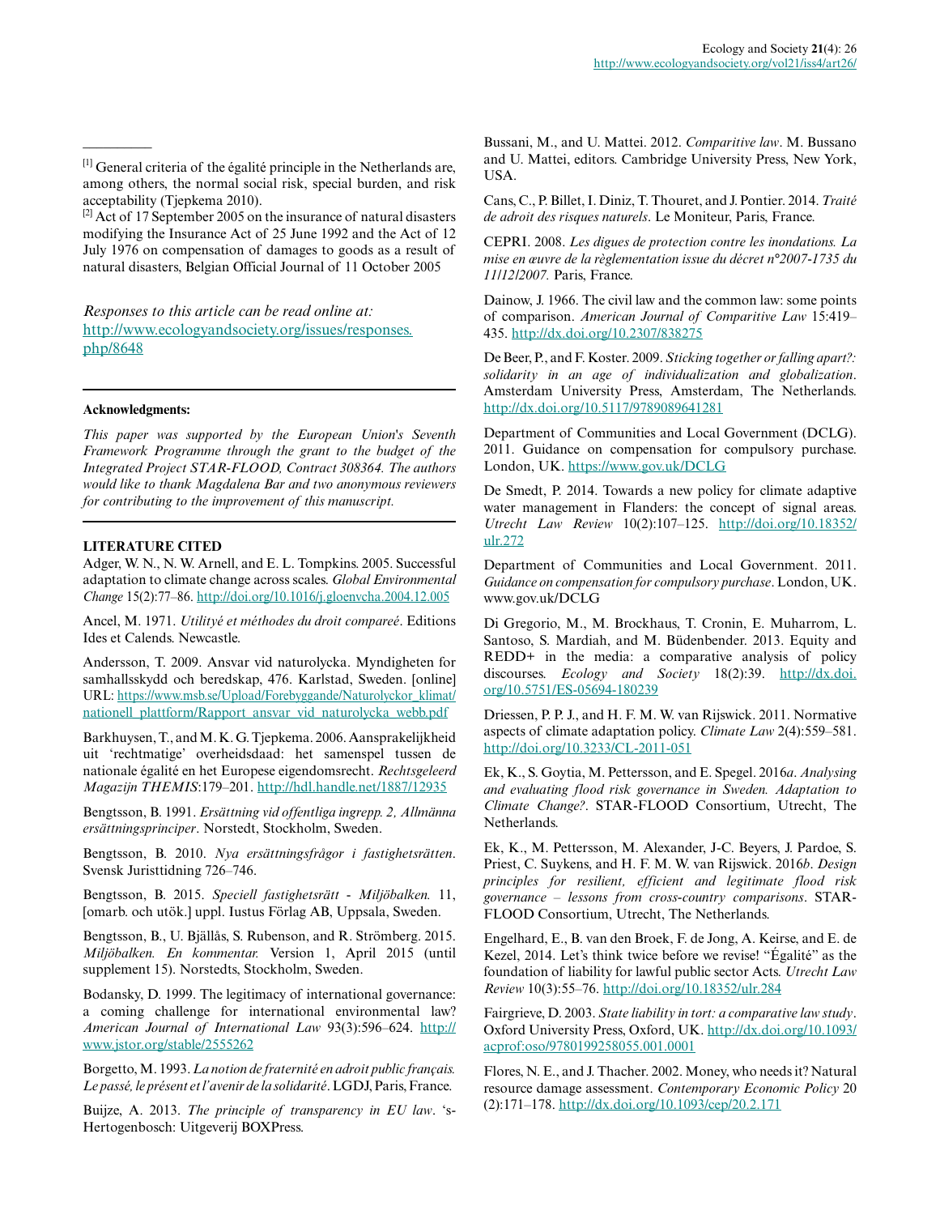[1] General criteria of the égalité principle in the Netherlands are, among others, the normal social risk, special burden, and risk acceptability (Tjepkema 2010).

[2] Act of 17 September 2005 on the insurance of natural disasters modifying the Insurance Act of 25 June 1992 and the Act of 12 July 1976 on compensation of damages to goods as a result of natural disasters, Belgian Official Journal of 11 October 2005

*Responses to this article can be read online at:*
http://www.ecologyandsociety.org/issues/responses.php/8648

**Acknowledgments:**

*This paper was supported by the European Union's Seventh Framework Programme through the grant to the budget of the Integrated Project STAR-FLOOD, Contract 308364. The authors would like to thank Magdalena Bar and two anonymous reviewers for contributing to the improvement of this manuscript.*

## LITERATURE CITED

Adger, W. N., N. W. Arnell, and E. L. Tompkins. 2005. Successful adaptation to climate change across scales. *Global Environmental Change* 15(2):77–86. http://dx.doi.org/10.1016/j.gloenvcha.2004.12.005

Ancel, M. 1971. *Utilityé et méthodes du droit compareé*. Editions Ides et Calends. Newcastle.

Andersson, T. 2009. Ansvar vid naturolycka. Myndigheten for samhallsskydd och beredskap, 476. Karlstad, Sweden. [online] URL: https://www.msb.se/Upload/Forebyggande/Naturolyckor_klimat/nationell_plattform/Rapport_ansvar_vid_naturolycka_webb.pdf

Barkhuysen, T., and M. K. G. Tjepkema. 2006. Aansprakelijkheid uit 'rechtmatige' overheidsdaad: het samenspel tussen de nationale égalité en het Europese eigendomsrecht. *Rechtsgeleerd Magazijn THEMIS*:179–201. http://hdl.handle.net/1887/12935

Bengtsson, B. 1991. *Ersättning vid offentliga ingrepp. 2, Allmänna ersättningsprinciper*. Norstedt, Stockholm, Sweden.

Bengtsson, B. 2010. *Nya ersättningsfrågor i fastighetsrätten*. Svensk Juristtidning 726–746.

Bengtsson, B. 2015. *Speciell fastighetsrätt - Miljöbalken.* 11, [omarb. och utök.] uppl. Iustus Förlag AB, Uppsala, Sweden.

Bengtsson, B., U. Bjällås, S. Rubenson, and R. Strömberg. 2015. *Miljöbalken. En kommentar.* Version 1, April 2015 (until supplement 15). Norstedts, Stockholm, Sweden.

Bodansky, D. 1999. The legitimacy of international governance: a coming challenge for international environmental law? *American Journal of International Law* 93(3):596–624. http://www.jstor.org/stable/2555262

Borgetto, M. 1993. *La notion de fraternité en adroit public français. Le passé, le présent et l'avenir de la solidarité*. LGDJ, Paris, France.

Buijze, A. 2013. *The principle of transparency in EU law*. 's-Hertogenbosch: Uitgeverij BOXPress.

Bussani, M., and U. Mattei. 2012. *Comparitive law*. M. Bussano and U. Mattei, editors. Cambridge University Press, New York, USA.

Cans, C., P. Billet, I. Diniz, T. Thouret, and J. Pontier. 2014. *Traité de adroit des risques naturels*. Le Moniteur, Paris, France.

CEPRI. 2008. *Les digues de protection contre les inondations. La mise en œuvre de la règlementation issue du décret n°2007-1735 du 11/12/2007.* Paris, France.

Dainow, J. 1966. The civil law and the common law: some points of comparison. *American Journal of Comparitive Law* 15:419–435. http://dx.doi.org/10.2307/838275

De Beer, P., and F. Koster. 2009. *Sticking together or falling apart?: solidarity in an age of individualization and globalization*. Amsterdam University Press, Amsterdam, The Netherlands. http://dx.doi.org/10.5117/9789089641281

Department of Communities and Local Government (DCLG). 2011. Guidance on compensation for compulsory purchase. London, UK. https://www.gov.uk/DCLG

De Smedt, P. 2014. Towards a new policy for climate adaptive water management in Flanders: the concept of signal areas. *Utrecht Law Review* 10(2):107–125. http://doi.org/10.18352/ulr.272

Department of Communities and Local Government. 2011. *Guidance on compensation for compulsory purchase*. London, UK. www.gov.uk/DCLG

Di Gregorio, M., M. Brockhaus, T. Cronin, E. Muharrom, L. Santoso, S. Mardiah, and M. Büdenbender. 2013. Equity and REDD+ in the media: a comparative analysis of policy discourses. *Ecology and Society* 18(2):39. http://dx.doi.org/10.5751/ES-05694-180239

Driessen, P. P. J., and H. F. M. W. van Rijswick. 2011. Normative aspects of climate adaptation policy. *Climate Law* 2(4):559–581. http://doi.org/10.3233/CL-2011-051

Ek, K., S. Goytia, M. Pettersson, and E. Spegel. 2016*a*. *Analysing and evaluating flood risk governance in Sweden. Adaptation to Climate Change?*. STAR-FLOOD Consortium, Utrecht, The Netherlands.

Ek, K., M. Pettersson, M. Alexander, J-C. Beyers, J. Pardoe, S. Priest, C. Suykens, and H. F. M. W. van Rijswick. 2016*b*. *Design principles for resilient, efficient and legitimate flood risk governance – lessons from cross-country comparisons*. STAR-FLOOD Consortium, Utrecht, The Netherlands.

Engelhard, E., B. van den Broek, F. de Jong, A. Keirse, and E. de Kezel, 2014. Let's think twice before we revise! "Égalité" as the foundation of liability for lawful public sector Acts. *Utrecht Law Review* 10(3):55–76. http://doi.org/10.18352/ulr.284

Fairgrieve, D. 2003. *State liability in tort: a comparative law study*. Oxford University Press, Oxford, UK. http://dx.doi.org/10.1093/acprof:oso/9780199258055.001.0001

Flores, N. E., and J. Thacher. 2002. Money, who needs it? Natural resource damage assessment. *Contemporary Economic Policy* 20 (2):171–178. http://dx.doi.org/10.1093/cep/20.2.171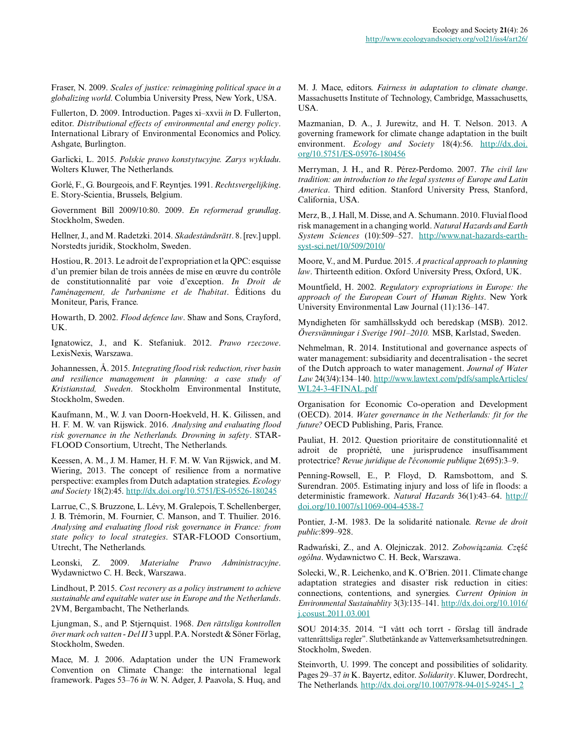Fraser, N. 2009. *Scales of justice: reimagining political space in a globalizing world*. Columbia University Press, New York, USA.

Fullerton, D. 2009. Introduction. Pages xi–xxvii *in* D. Fullerton, editor. *Distributional effects of environmental and energy policy*. International Library of Environmental Economics and Policy. Ashgate, Burlington.

Garlicki, L. 2015. *Polskie prawo konstytucyjne. Zarys wykładu*. Wolters Kluwer, The Netherlands.

Gorlé, F., G. Bourgeois, and F. Reyntjes. 1991. *Rechtsvergelijking*. E. Story-Scientia, Brussels, Belgium.

Government Bill 2009/10:80. 2009. *En reformerad grundlag*. Stockholm, Sweden.

Hellner, J., and M. Radetzki. 2014. *Skadeståndsrätt*. 8. [rev.] uppl. Norstedts juridik, Stockholm, Sweden.

Hostiou, R. 2013. Le adroit de l'expropriation et la QPC: esquisse d'un premier bilan de trois années de mise en œuvre du contrôle de constitutionnalité par voie d'exception. *In Droit de l'aménagement, de l'urbanisme et de l'habitat*. Éditions du Moniteur, Paris, France.

Howarth, D. 2002. *Flood defence law*. Shaw and Sons, Crayford, UK.

Ignatowicz, J., and K. Stefaniuk. 2012. *Prawo rzeczowe*. LexisNexis, Warszawa.

Johannessen, Å. 2015. *Integrating flood risk reduction, river basin and resilience management in planning: a case study of Kristianstad, Sweden*. Stockholm Environmental Institute, Stockholm, Sweden.

Kaufmann, M., W. J. van Doorn-Hoekveld, H. K. Gilissen, and H. F. M. W. van Rijswick. 2016. *Analysing and evaluating flood risk governance in the Netherlands. Drowning in safety*. STAR-FLOOD Consortium, Utrecht, The Netherlands.

Keessen, A. M., J. M. Hamer, H. F. M. W. Van Rijswick, and M. Wiering, 2013. The concept of resilience from a normative perspective: examples from Dutch adaptation strategies. *Ecology and Society* 18(2):45. http://dx.doi.org/10.5751/ES-05526-180245

Larrue, C., S. Bruzzone, L. Lévy, M. Gralepois, T. Schellenberger, J. B. Trémorin, M. Fournier, C. Manson, and T. Thuilier. 2016. *Analysing and evaluating flood risk governance in France: from state policy to local strategies*. STAR-FLOOD Consortium, Utrecht, The Netherlands.

Leonski, Z. 2009. *Materialne Prawo Administracyjne*. Wydawnictwo C. H. Beck, Warszawa.

Lindhout, P. 2015. *Cost recovery as a policy instrument to achieve sustainable and equitable water use in Europe and the Netherlands*. 2VM, Bergambacht, The Netherlands.

Ljungman, S., and P. Stjernquist. 1968. *Den rättsliga kontrollen över mark och vatten - Del II* 3 uppl. P.A. Norstedt & Söner Förlag, Stockholm, Sweden.

Mace, M. J. 2006. Adaptation under the UN Framework Convention on Climate Change: the international legal framework. Pages 53–76 *in* W. N. Adger, J. Paavola, S. Huq, and M. J. Mace, editors. *Fairness in adaptation to climate change*. Massachusetts Institute of Technology, Cambridge, Massachusetts, USA.

Mazmanian, D. A., J. Jurewitz, and H. T. Nelson. 2013. A governing framework for climate change adaptation in the built environment. *Ecology and Society* 18(4):56. http://dx.doi.org/10.5751/ES-05976-180456

Merryman, J. H., and R. Pérez-Perdomo. 2007. *The civil law tradition: an introduction to the legal systems of Europe and Latin America*. Third edition. Stanford University Press, Stanford, California, USA.

Merz, B., J. Hall, M. Disse, and A. Schumann. 2010. Fluvial flood risk management in a changing world. *Natural Hazards and Earth System Sciences* (10):509–527. http://www.nat-hazards-earth-syst-sci.net/10/509/2010/

Moore, V., and M. Purdue. 2015. *A practical approach to planning law*. Thirteenth edition. Oxford University Press, Oxford, UK.

Mountfield, H. 2002. *Regulatory expropriations in Europe: the approach of the European Court of Human Rights*. New York University Environmental Law Journal (11):136–147.

Myndigheten för samhällsskydd och beredskap (MSB). 2012. *Översvämningar i Sverige 1901–2010.* MSB, Karlstad, Sweden.

Nehmelman, R. 2014. Institutional and governance aspects of water management: subsidiarity and decentralisation - the secret of the Dutch approach to water management. *Journal of Water Law* 24(3/4):134–140. http://www.lawtext.com/pdfs/sampleArticles/WL24-3-4FINAL.pdf

Organisation for Economic Co-operation and Development (OECD). 2014. *Water governance in the Netherlands: fit for the future?* OECD Publishing, Paris, France.

Pauliat, H. 2012. Question prioritaire de constitutionnalité et adroit de propriété, une jurisprudence insuffisamment protectrice? *Revue juridique de l'économie publique* 2(695):3–9.

Penning-Rowsell, E., P. Floyd, D. Ramsbottom, and S. Surendran. 2005. Estimating injury and loss of life in floods: a deterministic framework. *Natural Hazards* 36(1):43–64. http://doi.org/10.1007/s11069-004-4538-7

Pontier, J.-M. 1983. De la solidarité nationale. *Revue de droit public*:899–928.

Radwański, Z., and A. Olejniczak. 2012. *Zobowiązania. Część ogólna*. Wydawnictwo C. H. Beck, Warszawa.

Solecki, W., R. Leichenko, and K. O'Brien. 2011. Climate change adaptation strategies and disaster risk reduction in cities: connections, contentions, and synergies. *Current Opinion in Environmental Sustainablity* 3(3):135–141. http://dx.doi.org/10.1016/j.cosust.2011.03.001

SOU 2014:35. 2014. "I vått och torrt - förslag till ändrade vattenrättsliga regler". Slutbetänkande av Vattenverksamhetsutredningen. Stockholm, Sweden.

Steinvorth, U. 1999. The concept and possibilities of solidarity. Pages 29–37 *in* K. Bayertz, editor. *Solidarity*. Kluwer, Dordrecht, The Netherlands. http://dx.doi.org/10.1007/978-94-015-9245-1_2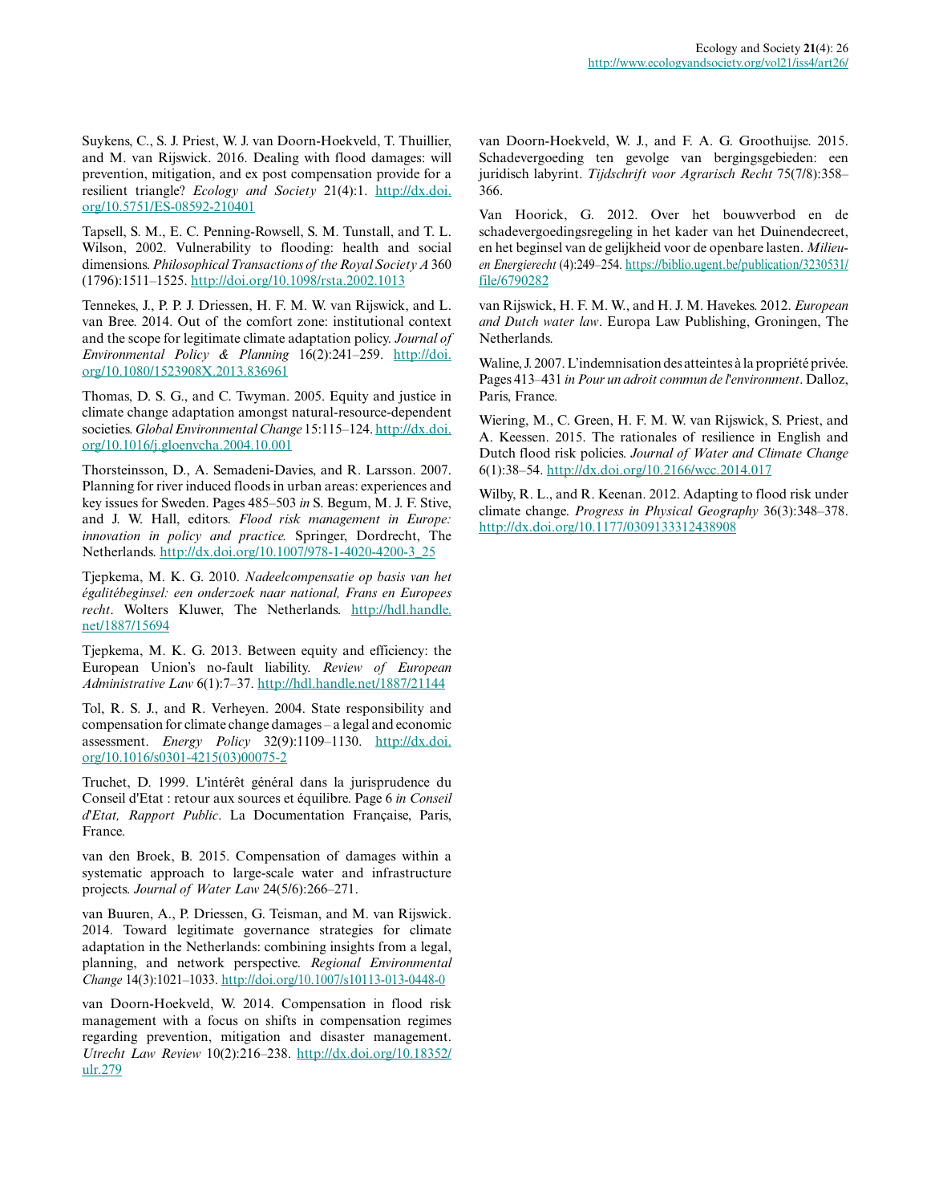Suykens, C., S. J. Priest, W. J. van Doorn-Hoekveld, T. Thuillier, and M. van Rijswick. 2016. Dealing with flood damages: will prevention, mitigation, and ex post compensation provide for a resilient triangle? *Ecology and Society* 21(4):1. http://dx.doi.org/10.5751/ES-08592-210401

Tapsell, S. M., E. C. Penning-Rowsell, S. M. Tunstall, and T. L. Wilson, 2002. Vulnerability to flooding: health and social dimensions. *Philosophical Transactions of the Royal Society A* 360 (1796):1511–1525. http://doi.org/10.1098/rsta.2002.1013

Tennekes, J., P. P. J. Driessen, H. F. M. W. van Rijswick, and L. van Bree. 2014. Out of the comfort zone: institutional context and the scope for legitimate climate adaptation policy. *Journal of Environmental Policy & Planning* 16(2):241–259. http://doi.org/10.1080/1523908X.2013.836961

Thomas, D. S. G., and C. Twyman. 2005. Equity and justice in climate change adaptation amongst natural-resource-dependent societies. *Global Environmental Change* 15:115–124. http://dx.doi.org/10.1016/j.gloenvcha.2004.10.001

Thorsteinsson, D., A. Semadeni-Davies, and R. Larsson. 2007. Planning for river induced floods in urban areas: experiences and key issues for Sweden. Pages 485–503 *in* S. Begum, M. J. F. Stive, and J. W. Hall, editors. *Flood risk management in Europe: innovation in policy and practice.* Springer, Dordrecht, The Netherlands. http://dx.doi.org/10.1007/978-1-4020-4200-3_25

Tjepkema, M. K. G. 2010. *Nadeelcompensatie op basis van het égalitébeginsel: een onderzoek naar national, Frans en Europees recht*. Wolters Kluwer, The Netherlands. http://hdl.handle.net/1887/15694

Tjepkema, M. K. G. 2013. Between equity and efficiency: the European Union's no-fault liability. *Review of European Administrative Law* 6(1):7–37. http://hdl.handle.net/1887/21144

Tol, R. S. J., and R. Verheyen. 2004. State responsibility and compensation for climate change damages – a legal and economic assessment. *Energy Policy* 32(9):1109–1130. http://dx.doi.org/10.1016/s0301-4215(03)00075-2

Truchet, D. 1999. L'intérêt général dans la jurisprudence du Conseil d'Etat : retour aux sources et équilibre. Page 6 *in Conseil d'Etat, Rapport Public*. La Documentation Française, Paris, France.

van den Broek, B. 2015. Compensation of damages within a systematic approach to large-scale water and infrastructure projects. *Journal of Water Law* 24(5/6):266–271.

van Buuren, A., P. Driessen, G. Teisman, and M. van Rijswick. 2014. Toward legitimate governance strategies for climate adaptation in the Netherlands: combining insights from a legal, planning, and network perspective. *Regional Environmental Change* 14(3):1021–1033. http://doi.org/10.1007/s10113-013-0448-0

van Doorn-Hoekveld, W. 2014. Compensation in flood risk management with a focus on shifts in compensation regimes regarding prevention, mitigation and disaster management. *Utrecht Law Review* 10(2):216–238. http://dx.doi.org/10.18352/ulr.279

van Doorn-Hoekveld, W. J., and F. A. G. Groothuijse. 2015. Schadevergoeding ten gevolge van bergingsgebieden: een juridisch labyrint. *Tijdschrift voor Agrarisch Recht* 75(7/8):358–366.

Van Hoorick, G. 2012. Over het bouwverbod en de schadevergoedingsregeling in het kader van het Duinendecreet, en het beginsel van de gelijkheid voor de openbare lasten. *Milieu- en Energierecht* (4):249–254. https://biblio.ugent.be/publication/3230531/file/6790282

van Rijswick, H. F. M. W., and H. J. M. Havekes. 2012. *European and Dutch water law*. Europa Law Publishing, Groningen, The Netherlands.

Waline, J. 2007. L'indemnisation des atteintes à la propriété privée. Pages 413–431 *in Pour un adroit commun de l'environnement*. Dalloz, Paris, France.

Wiering, M., C. Green, H. F. M. W. van Rijswick, S. Priest, and A. Keessen. 2015. The rationales of resilience in English and Dutch flood risk policies. *Journal of Water and Climate Change* 6(1):38–54. http://dx.doi.org/10.2166/wcc.2014.017

Wilby, R. L., and R. Keenan. 2012. Adapting to flood risk under climate change. *Progress in Physical Geography* 36(3):348–378. http://dx.doi.org/10.1177/0309133312438908